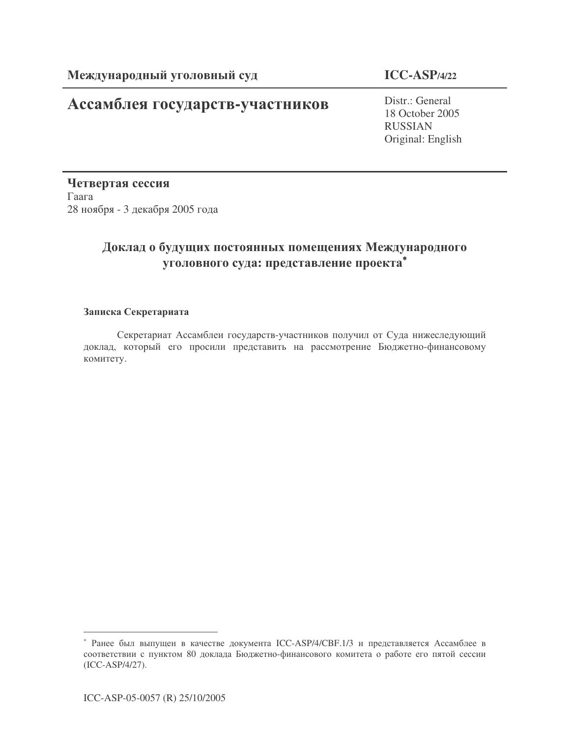**Международный уголовный суд** | **ICC-ASP/4/22**

# Ассамблея государств-участников

Distr.: General
18 October 2005
RUSSIAN
Original: English

**Четвертая сессия**
Гаага
28 ноября - 3 декабря 2005 года

## Доклад о будущих постоянных помещениях Международного уголовного суда: представление проекта*

### Записка Секретариата

Секретариат Ассамблеи государств-участников получил от Суда нижеследующий доклад, который его просили представить на рассмотрение Бюджетно-финансовому комитету.

---

* Ранее был выпущен в качестве документа ICC-ASP/4/CBF.1/3 и представляется Ассамблее в соответствии с пунктом 80 доклада Бюджетно-финансового комитета о работе его пятой сессии (ICC-ASP/4/27).

ICC-ASP-05-0057 (R) 25/10/2005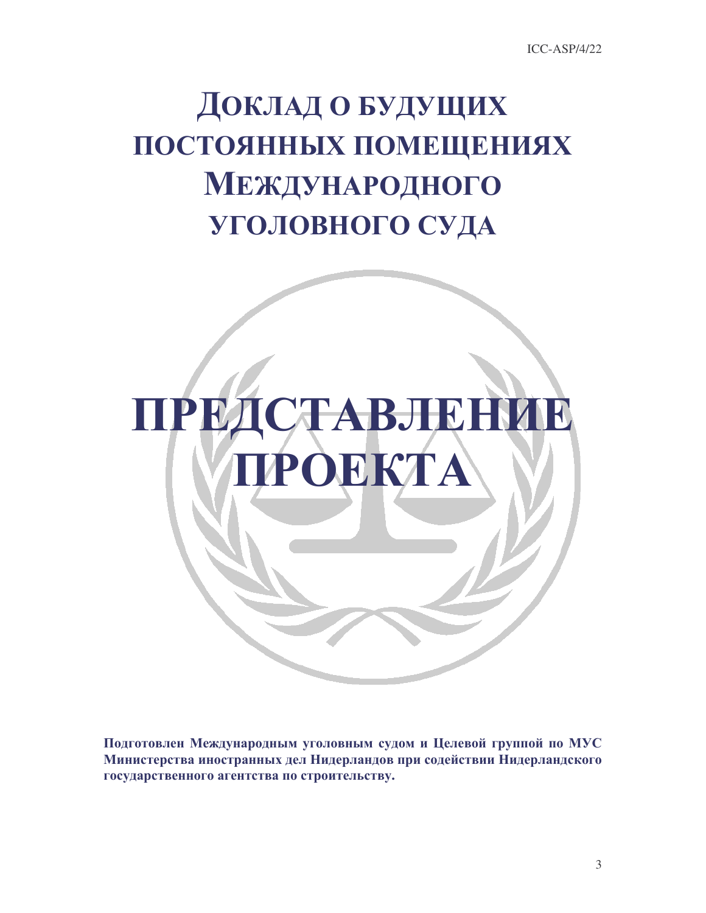# Доклад о будущих постоянных помещениях Международного уголовного суда

# ПРЕДСТАВЛЕНИЕ ПРОЕКТА

**Подготовлен Международным уголовным судом и Целевой группой по МУС Министерства иностранных дел Нидерландов при содействии Нидерландского государственного агентства по строительству.**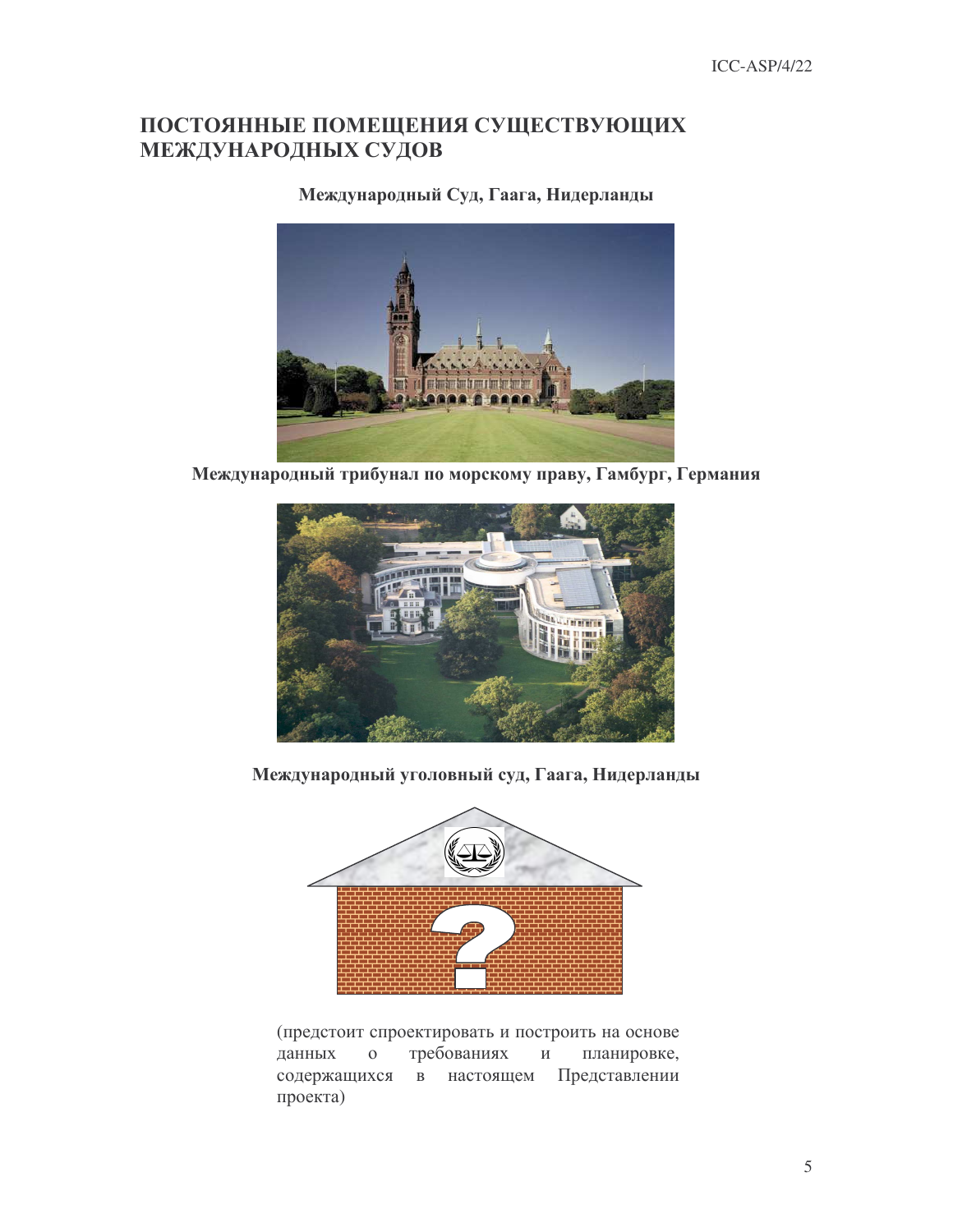## ПОСТОЯННЫЕ ПОМЕЩЕНИЯ СУЩЕСТВУЮЩИХ МЕЖДУНАРОДНЫХ СУДОВ

**Международный Суд, Гаага, Нидерланды**

**Международный трибунал по морскому праву, Гамбург, Германия**

**Международный уголовный суд, Гаага, Нидерланды**

(предстоит спроектировать и построить на основе данных о требованиях и планировке, содержащихся в настоящем Представлении проекта)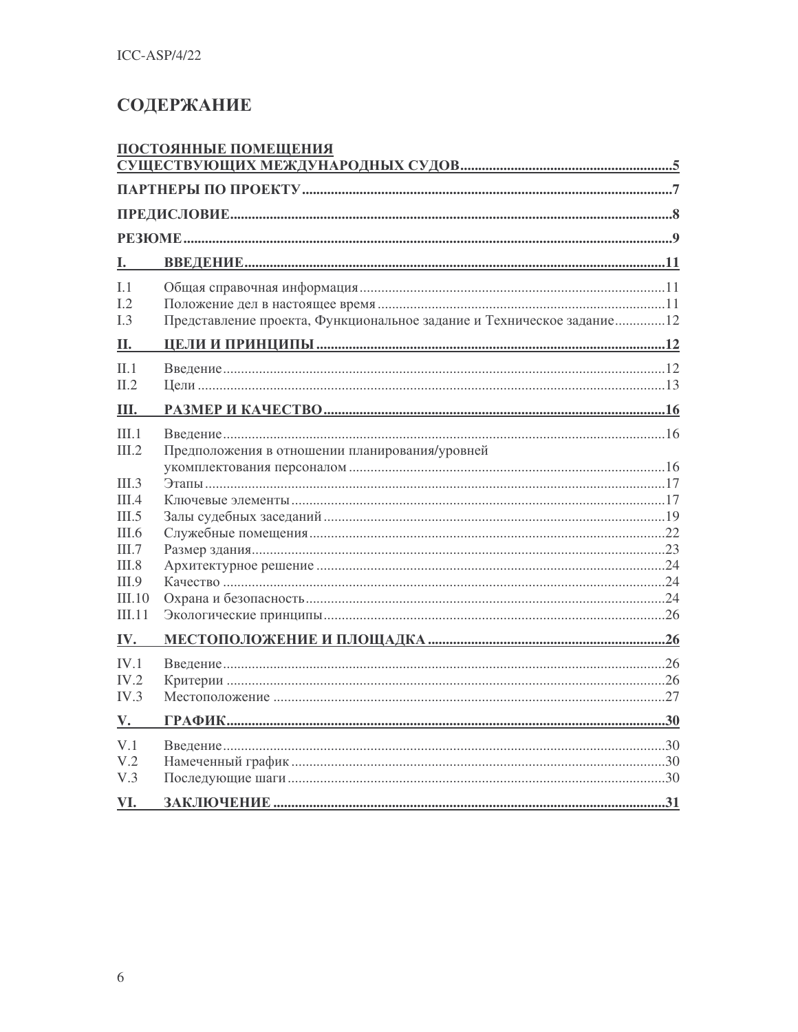# СОДЕРЖАНИЕ

**ПОСТОЯННЫЕ ПОМЕЩЕНИЯ СУЩЕСТВУЮЩИХ МЕЖДУНАРОДНЫХ СУДОВ** .......... **5**

**ПАРТНЕРЫ ПО ПРОЕКТУ** .......... **7**

**ПРЕДИСЛОВИЕ** .......... **8**

**РЕЗЮМЕ** .......... **9**

**I. ВВЕДЕНИЕ** .......... **11**

- I.1 Общая справочная информация .......... 11
- I.2 Положение дел в настоящее время .......... 11
- I.3 Представление проекта, Функциональное задание и Техническое задание .......... 12

**II. ЦЕЛИ И ПРИНЦИПЫ** .......... **12**

- II.1 Введение .......... 12
- II.2 Цели .......... 13

**III. РАЗМЕР И КАЧЕСТВО** .......... **16**

- III.1 Введение .......... 16
- III.2 Предположения в отношении планирования/уровней укомплектования персоналом .......... 16
- III.3 Этапы .......... 17
- III.4 Ключевые элементы .......... 17
- III.5 Залы судебных заседаний .......... 19
- III.6 Служебные помещения .......... 22
- III.7 Размер здания .......... 23
- III.8 Архитектурное решение .......... 24
- III.9 Качество .......... 24
- III.10 Охрана и безопасность .......... 24
- III.11 Экологические принципы .......... 26

**IV. МЕСТОПОЛОЖЕНИЕ И ПЛОЩАДКА** .......... **26**

- IV.1 Введение .......... 26
- IV.2 Критерии .......... 26
- IV.3 Местоположение .......... 27

**V. ГРАФИК** .......... **30**

- V.1 Введение .......... 30
- V.2 Намеченный график .......... 30
- V.3 Последующие шаги .......... 30

**VI. ЗАКЛЮЧЕНИЕ** .......... **31**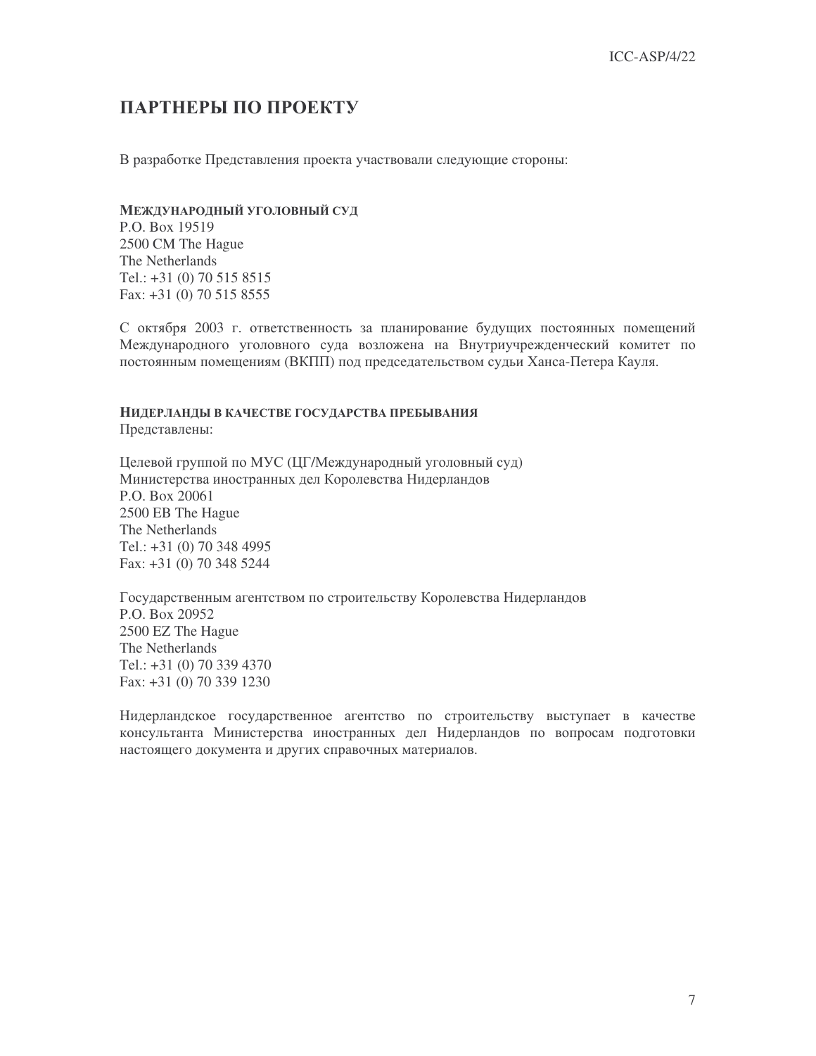## ПАРТНЕРЫ ПО ПРОЕКТУ

В разработке Представления проекта участвовали следующие стороны:

**МЕЖДУНАРОДНЫЙ УГОЛОВНЫЙ СУД**
P.O. Box 19519
2500 CM The Hague
The Netherlands
Tel.: +31 (0) 70 515 8515
Fax: +31 (0) 70 515 8555

С октября 2003 г. ответственность за планирование будущих постоянных помещений Международного уголовного суда возложена на Внутриучрежденческий комитет по постоянным помещениям (ВКПП) под председательством судьи Ханса-Петера Кауля.

**НИДЕРЛАНДЫ В КАЧЕСТВЕ ГОСУДАРСТВА ПРЕБЫВАНИЯ**
Представлены:

Целевой группой по МУС (ЦГ/Международный уголовный суд)
Министерства иностранных дел Королевства Нидерландов
P.O. Box 20061
2500 EB The Hague
The Netherlands
Tel.: +31 (0) 70 348 4995
Fax: +31 (0) 70 348 5244

Государственным агентством по строительству Королевства Нидерландов
P.O. Box 20952
2500 EZ The Hague
The Netherlands
Tel.: +31 (0) 70 339 4370
Fax: +31 (0) 70 339 1230

Нидерландское государственное агентство по строительству выступает в качестве консультанта Министерства иностранных дел Нидерландов по вопросам подготовки настоящего документа и других справочных материалов.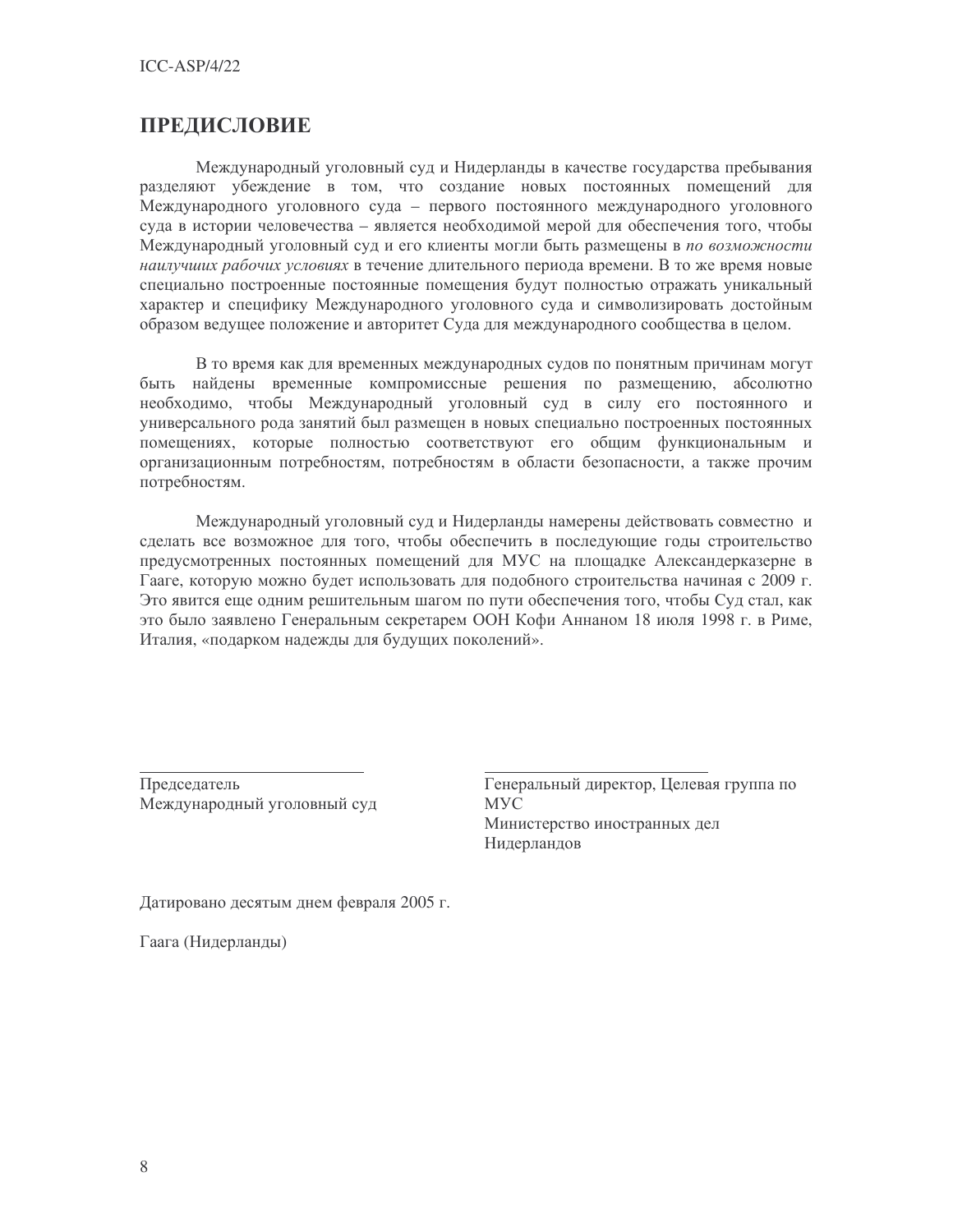## ПРЕДИСЛОВИЕ

Международный уголовный суд и Нидерланды в качестве государства пребывания разделяют убеждение в том, что создание новых постоянных помещений для Международного уголовного суда – первого постоянного международного уголовного суда в истории человечества – является необходимой мерой для обеспечения того, чтобы Международный уголовный суд и его клиенты могли быть размещены в *по возможности наилучших рабочих условиях* в течение длительного периода времени. В то же время новые специально построенные постоянные помещения будут полностью отражать уникальный характер и специфику Международного уголовного суда и символизировать достойным образом ведущее положение и авторитет Суда для международного сообщества в целом.

В то время как для временных международных судов по понятным причинам могут быть найдены временные компромиссные решения по размещению, абсолютно необходимо, чтобы Международный уголовный суд в силу его постоянного и универсального рода занятий был размещен в новых специально построенных постоянных помещениях, которые полностью соответствуют его общим функциональным и организационным потребностям, потребностям в области безопасности, а также прочим потребностям.

Международный уголовный суд и Нидерланды намерены действовать совместно и сделать все возможное для того, чтобы обеспечить в последующие годы строительство предусмотренных постоянных помещений для МУС на площадке Александерказерне в Гааге, которую можно будет использовать для подобного строительства начиная с 2009 г. Это явится еще одним решительным шагом по пути обеспечения того, чтобы Суд стал, как это было заявлено Генеральным секретарем ООН Кофи Аннаном 18 июля 1998 г. в Риме, Италия, «подарком надежды для будущих поколений».

______________________________
Председатель
Международный уголовный суд

______________________________
Генеральный директор, Целевая группа по МУС
Министерство иностранных дел Нидерландов

Датировано десятым днем февраля 2005 г.

Гаага (Нидерланды)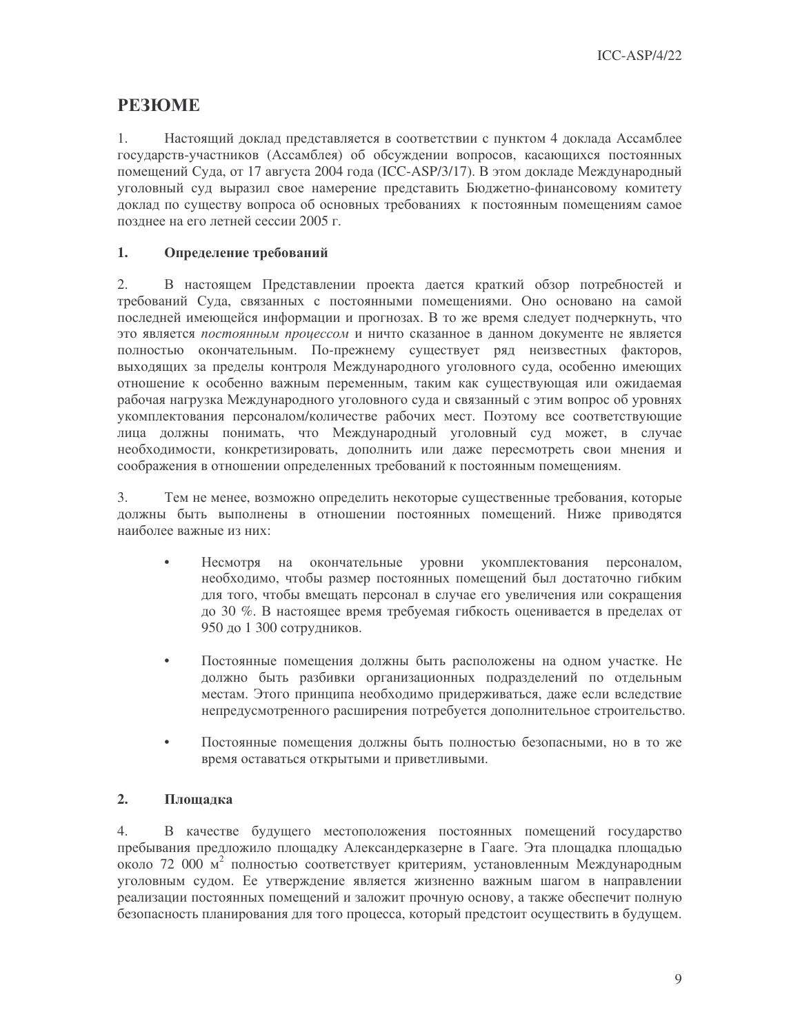# РЕЗЮМЕ

1. Настоящий доклад представляется в соответствии с пунктом 4 доклада Ассамблее государств-участников (Ассамблея) об обсуждении вопросов, касающихся постоянных помещений Суда, от 17 августа 2004 года (ICC-ASP/3/17). В этом докладе Международный уголовный суд выразил свое намерение представить Бюджетно-финансовому комитету доклад по существу вопроса об основных требованиях к постоянным помещениям самое позднее на его летней сессии 2005 г.

## 1. Определение требований

2. В настоящем Представлении проекта дается краткий обзор потребностей и требований Суда, связанных с постоянными помещениями. Оно основано на самой последней имеющейся информации и прогнозах. В то же время следует подчеркнуть, что это является *постоянным процессом* и ничто сказанное в данном документе не является полностью окончательным. По-прежнему существует ряд неизвестных факторов, выходящих за пределы контроля Международного уголовного суда, особенно имеющих отношение к особенно важным переменным, таким как существующая или ожидаемая рабочая нагрузка Международного уголовного суда и связанный с этим вопрос об уровнях укомплектования персоналом/количестве рабочих мест. Поэтому все соответствующие лица должны понимать, что Международный уголовный суд может, в случае необходимости, конкретизировать, дополнить или даже пересмотреть свои мнения и соображения в отношении определенных требований к постоянным помещениям.

3. Тем не менее, возможно определить некоторые существенные требования, которые должны быть выполнены в отношении постоянных помещений. Ниже приводятся наиболее важные из них:

- Несмотря на окончательные уровни укомплектования персоналом, необходимо, чтобы размер постоянных помещений был достаточно гибким для того, чтобы вмещать персонал в случае его увеличения или сокращения до 30 %. В настоящее время требуемая гибкость оценивается в пределах от 950 до 1 300 сотрудников.

- Постоянные помещения должны быть расположены на одном участке. Не должно быть разбивки организационных подразделений по отдельным местам. Этого принципа необходимо придерживаться, даже если вследствие непредусмотренного расширения потребуется дополнительное строительство.

- Постоянные помещения должны быть полностью безопасными, но в то же время оставаться открытыми и приветливыми.

## 2. Площадка

4. В качестве будущего местоположения постоянных помещений государство пребывания предложило площадку Александерказерне в Гааге. Эта площадка площадью около 72 000 м$^2$ полностью соответствует критериям, установленным Международным уголовным судом. Ее утверждение является жизненно важным шагом в направлении реализации постоянных помещений и заложит прочную основу, а также обеспечит полную безопасность планирования для того процесса, который предстоит осуществить в будущем.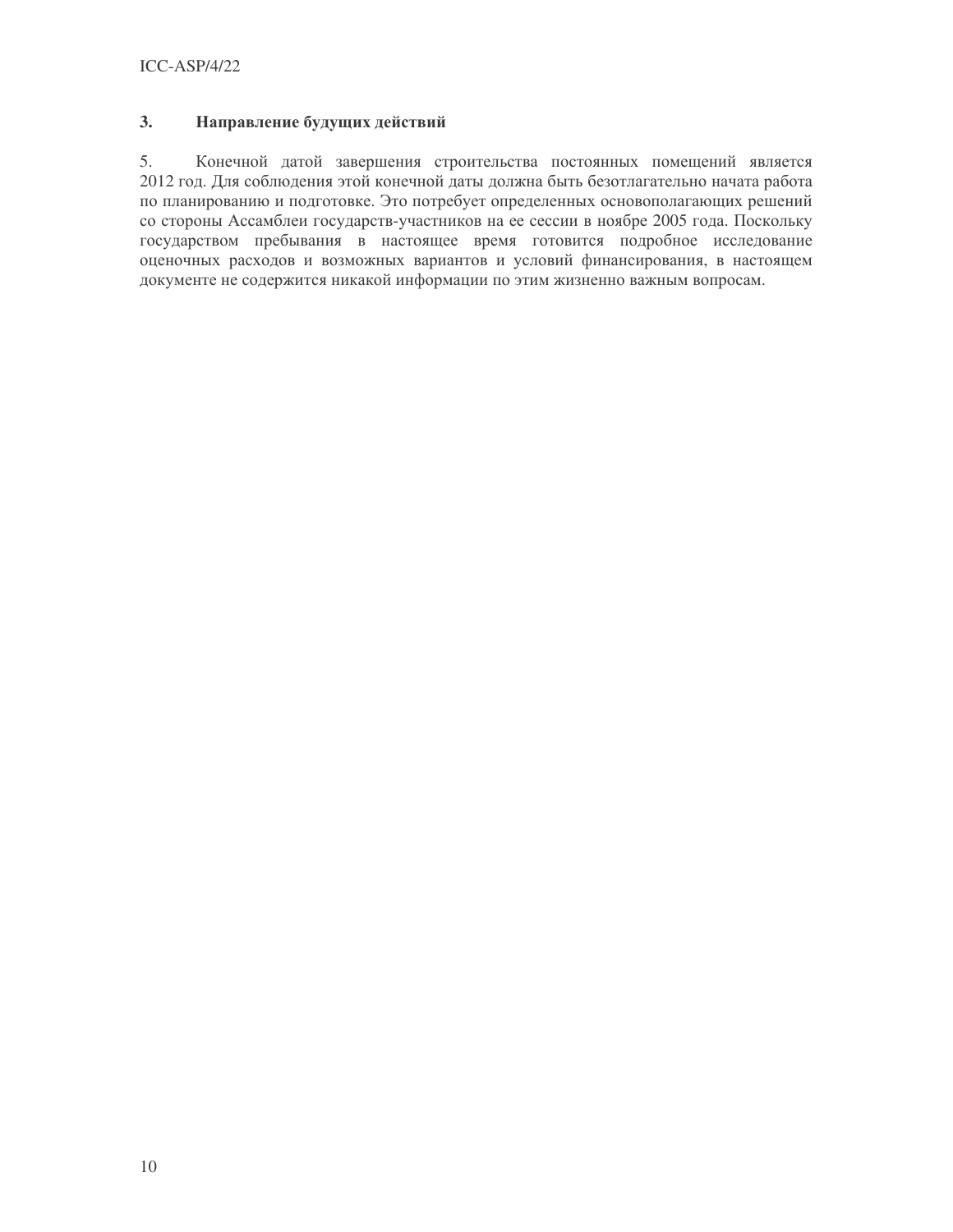### 3. Направление будущих действий

5. Конечной датой завершения строительства постоянных помещений является 2012 год. Для соблюдения этой конечной даты должна быть безотлагательно начата работа по планированию и подготовке. Это потребует определенных основополагающих решений со стороны Ассамблеи государств-участников на ее сессии в ноябре 2005 года. Поскольку государством пребывания в настоящее время готовится подробное исследование оценочных расходов и возможных вариантов и условий финансирования, в настоящем документе не содержится никакой информации по этим жизненно важным вопросам.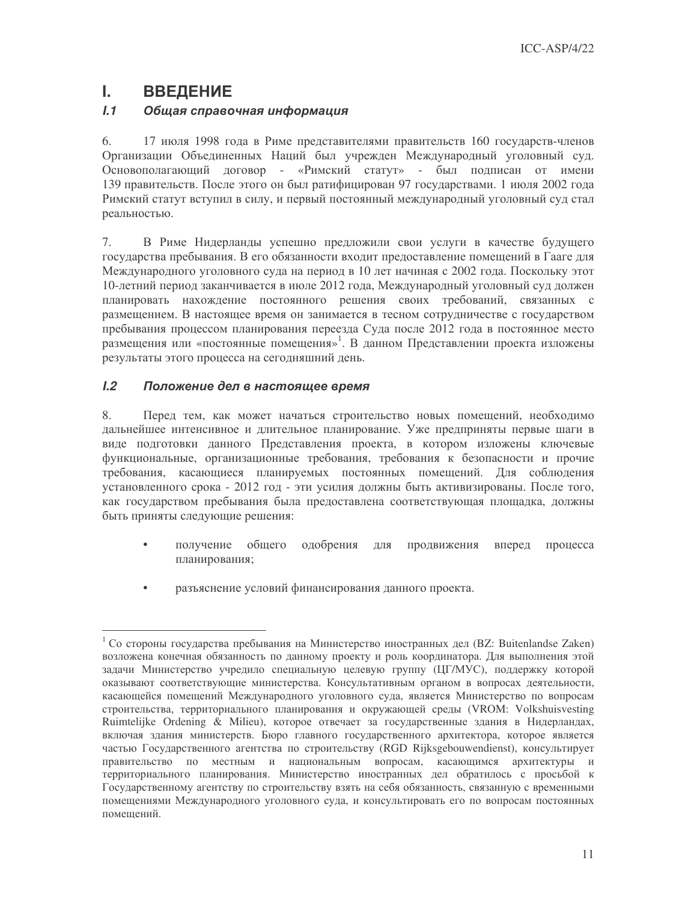# I. ВВЕДЕНИЕ

## *I.1 Общая справочная информация*

6. 17 июля 1998 года в Риме представителями правительств 160 государств-членов Организации Объединенных Наций был учрежден Международный уголовный суд. Основополагающий договор - «Римский статут» - был подписан от имени 139 правительств. После этого он был ратифицирован 97 государствами. 1 июля 2002 года Римский статут вступил в силу, и первый постоянный международный уголовный суд стал реальностью.

7. В Риме Нидерланды успешно предложили свои услуги в качестве будущего государства пребывания. В его обязанности входит предоставление помещений в Гааге для Международного уголовного суда на период в 10 лет начиная с 2002 года. Поскольку этот 10-летний период заканчивается в июле 2012 года, Международный уголовный суд должен планировать нахождение постоянного решения своих требований, связанных с размещением. В настоящее время он занимается в тесном сотрудничестве с государством пребывания процессом планирования переезда Суда после 2012 года в постоянное место размещения или «постоянные помещения»[1]. В данном Представлении проекта изложены результаты этого процесса на сегодняшний день.

## *I.2 Положение дел в настоящее время*

8. Перед тем, как может начаться строительство новых помещений, необходимо дальнейшее интенсивное и длительное планирование. Уже предприняты первые шаги в виде подготовки данного Представления проекта, в котором изложены ключевые функциональные, организационные требования, требования к безопасности и прочие требования, касающиеся планируемых постоянных помещений. Для соблюдения установленного срока - 2012 год - эти усилия должны быть активизированы. После того, как государством пребывания была предоставлена соответствующая площадка, должны быть приняты следующие решения:

- получение общего одобрения для продвижения вперед процесса планирования;

- разъяснение условий финансирования данного проекта.

---

[1] Со стороны государства пребывания на Министерство иностранных дел (BZ: Buitenlandse Zaken) возложена конечная обязанность по данному проекту и роль координатора. Для выполнения этой задачи Министерство учредило специальную целевую группу (ЦГ/МУС), поддержку которой оказывают соответствующие министерства. Консультативным органом в вопросах деятельности, касающейся помещений Международного уголовного суда, является Министерство по вопросам строительства, территориального планирования и окружающей среды (VROM: Volkshuisvesting Ruimtelijke Ordening & Milieu), которое отвечает за государственные здания в Нидерландах, включая здания министерств. Бюро главного государственного архитектора, которое является частью Государственного агентства по строительству (RGD Rijksgebouwendienst), консультирует правительство по местным и национальным вопросам, касающимся архитектуры и территориального планирования. Министерство иностранных дел обратилось с просьбой к Государственному агентству по строительству взять на себя обязанность, связанную с временными помещениями Международного уголовного суда, и консультировать его по вопросам постоянных помещений.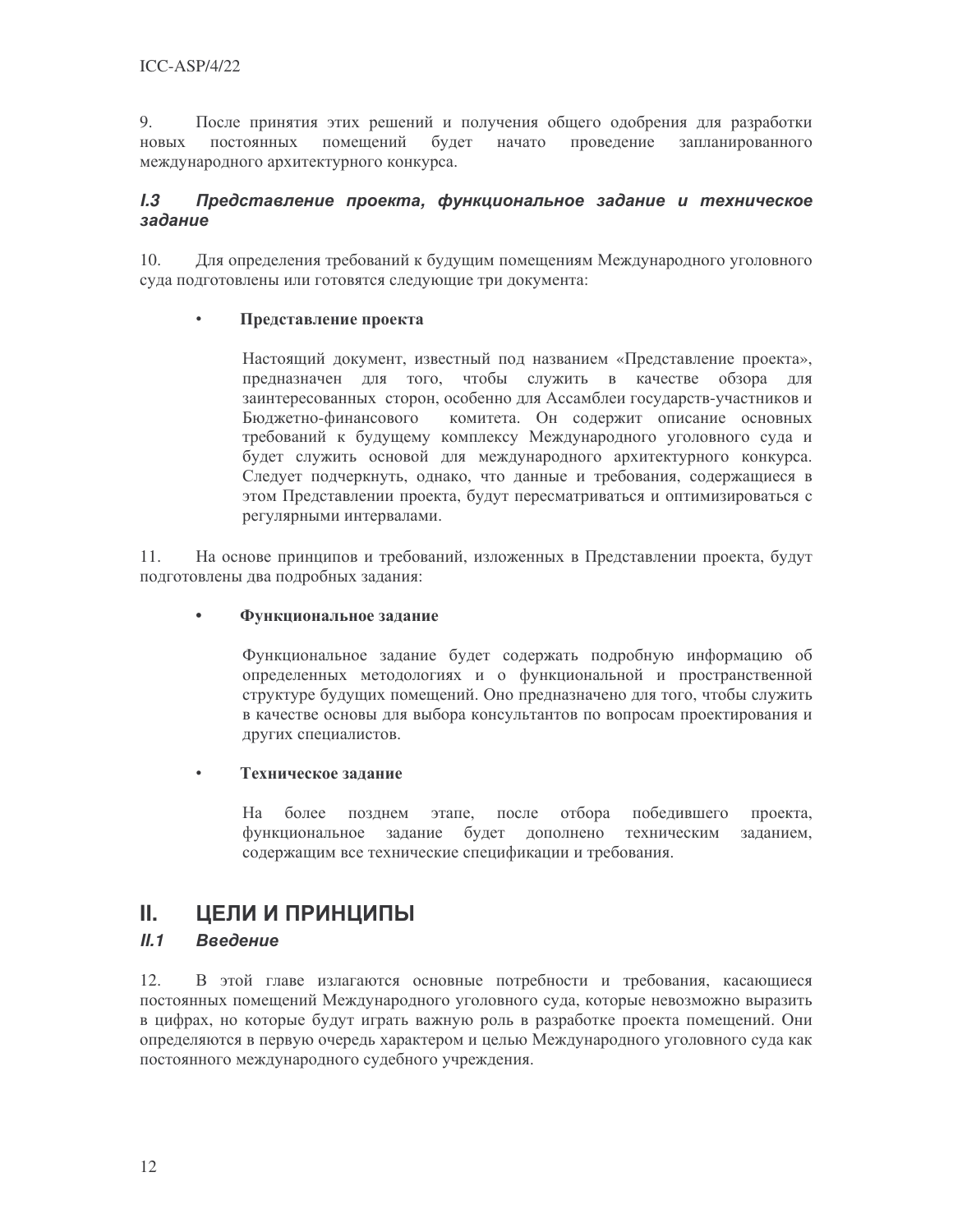9. После принятия этих решений и получения общего одобрения для разработки новых постоянных помещений будет начато проведение запланированного международного архитектурного конкурса.

### *I.3 Представление проекта, функциональное задание и техническое задание*

10. Для определения требований к будущим помещениям Международного уголовного суда подготовлены или готовятся следующие три документа:

- **Представление проекта**

  Настоящий документ, известный под названием «Представление проекта», предназначен для того, чтобы служить в качестве обзора для заинтересованных сторон, особенно для Ассамблеи государств-участников и Бюджетно-финансового комитета. Он содержит описание основных требований к будущему комплексу Международного уголовного суда и будет служить основой для международного архитектурного конкурса. Следует подчеркнуть, однако, что данные и требования, содержащиеся в этом Представлении проекта, будут пересматриваться и оптимизироваться с регулярными интервалами.

11. На основе принципов и требований, изложенных в Представлении проекта, будут подготовлены два подробных задания:

- **Функциональное задание**

  Функциональное задание будет содержать подробную информацию об определенных методологиях и о функциональной и пространственной структуре будущих помещений. Оно предназначено для того, чтобы служить в качестве основы для выбора консультантов по вопросам проектирования и других специалистов.

- **Техническое задание**

  На более позднем этапе, после отбора победившего проекта, функциональное задание будет дополнено техническим заданием, содержащим все технические спецификации и требования.

## II. ЦЕЛИ И ПРИНЦИПЫ

### *II.1 Введение*

12. В этой главе излагаются основные потребности и требования, касающиеся постоянных помещений Международного уголовного суда, которые невозможно выразить в цифрах, но которые будут играть важную роль в разработке проекта помещений. Они определяются в первую очередь характером и целью Международного уголовного суда как постоянного международного судебного учреждения.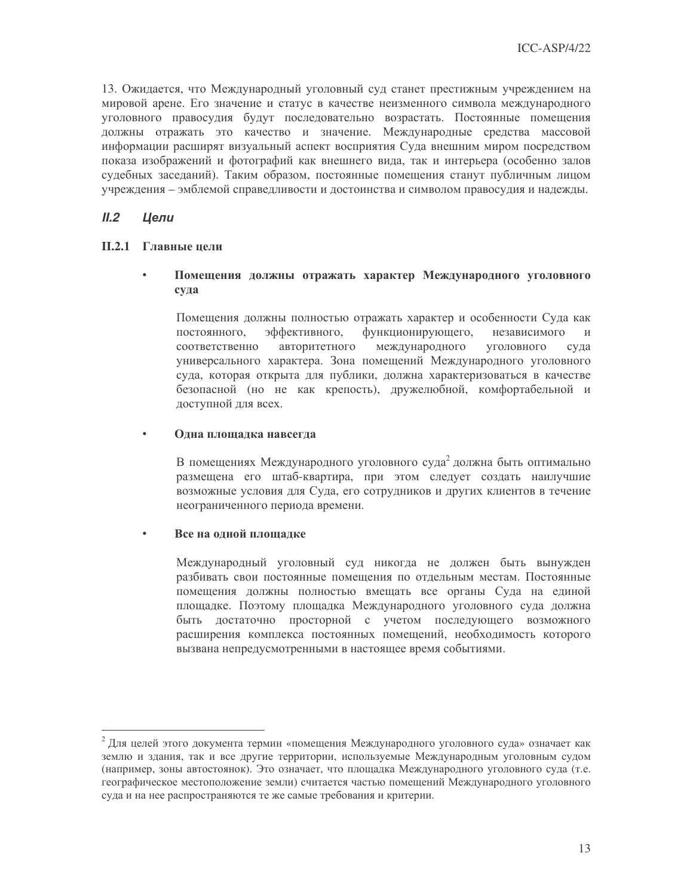13. Ожидается, что Международный уголовный суд станет престижным учреждением на мировой арене. Его значение и статус в качестве неизменного символа международного уголовного правосудия будут последовательно возрастать. Постоянные помещения должны отражать это качество и значение. Международные средства массовой информации расширят визуальный аспект восприятия Суда внешним миром посредством показа изображений и фотографий как внешнего вида, так и интерьера (особенно залов судебных заседаний). Таким образом, постоянные помещения станут публичным лицом учреждения – эмблемой справедливости и достоинства и символом правосудия и надежды.

## *II.2 Цели*

### II.2.1 Главные цели

- **Помещения должны отражать характер Международного уголовного суда**

  Помещения должны полностью отражать характер и особенности Суда как постоянного, эффективного, функционирующего, независимого и соответственно авторитетного международного уголовного суда универсального характера. Зона помещений Международного уголовного суда, которая открыта для публики, должна характеризоваться в качестве безопасной (но не как крепость), дружелюбной, комфортабельной и доступной для всех.

- **Одна площадка навсегда**

  В помещениях Международного уголовного суда[2] должна быть оптимально размещена его штаб-квартира, при этом следует создать наилучшие возможные условия для Суда, его сотрудников и других клиентов в течение неограниченного периода времени.

- **Все на одной площадке**

  Международный уголовный суд никогда не должен быть вынужден разбивать свои постоянные помещения по отдельным местам. Постоянные помещения должны полностью вмещать все органы Суда на единой площадке. Поэтому площадка Международного уголовного суда должна быть достаточно просторной с учетом последующего возможного расширения комплекса постоянных помещений, необходимость которого вызвана непредусмотренными в настоящее время событиями.

---

[2] Для целей этого документа термин «помещения Международного уголовного суда» означает как землю и здания, так и все другие территории, используемые Международным уголовным судом (например, зоны автостоянок). Это означает, что площадка Международного уголовного суда (т.е. географическое местоположение земли) считается частью помещений Международного уголовного суда и на нее распространяются те же самые требования и критерии.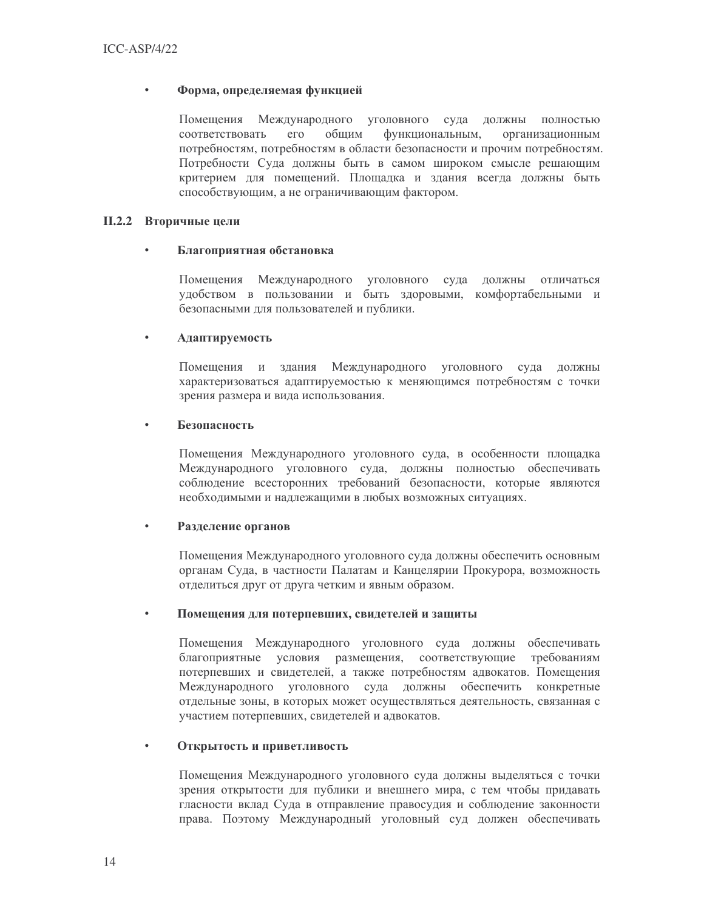- **Форма, определяемая функцией**

  Помещения Международного уголовного суда должны полностью соответствовать его общим функциональным, организационным потребностям, потребностям в области безопасности и прочим потребностям. Потребности Суда должны быть в самом широком смысле решающим критерием для помещений. Площадка и здания всегда должны быть способствующим, а не ограничивающим фактором.

### II.2.2 Вторичные цели

- **Благоприятная обстановка**

  Помещения Международного уголовного суда должны отличаться удобством в пользовании и быть здоровыми, комфортабельными и безопасными для пользователей и публики.

- **Адаптируемость**

  Помещения и здания Международного уголовного суда должны характеризоваться адаптируемостью к меняющимся потребностям с точки зрения размера и вида использования.

- **Безопасность**

  Помещения Международного уголовного суда, в особенности площадка Международного уголовного суда, должны полностью обеспечивать соблюдение всесторонних требований безопасности, которые являются необходимыми и надлежащими в любых возможных ситуациях.

- **Разделение органов**

  Помещения Международного уголовного суда должны обеспечить основным органам Суда, в частности Палатам и Канцелярии Прокурора, возможность отделиться друг от друга четким и явным образом.

- **Помещения для потерпевших, свидетелей и защиты**

  Помещения Международного уголовного суда должны обеспечивать благоприятные условия размещения, соответствующие требованиям потерпевших и свидетелей, а также потребностям адвокатов. Помещения Международного уголовного суда должны обеспечить конкретные отдельные зоны, в которых может осуществляться деятельность, связанная с участием потерпевших, свидетелей и адвокатов.

- **Открытость и приветливость**

  Помещения Международного уголовного суда должны выделяться с точки зрения открытости для публики и внешнего мира, с тем чтобы придавать гласности вклад Суда в отправление правосудия и соблюдение законности права. Поэтому Международный уголовный суд должен обеспечивать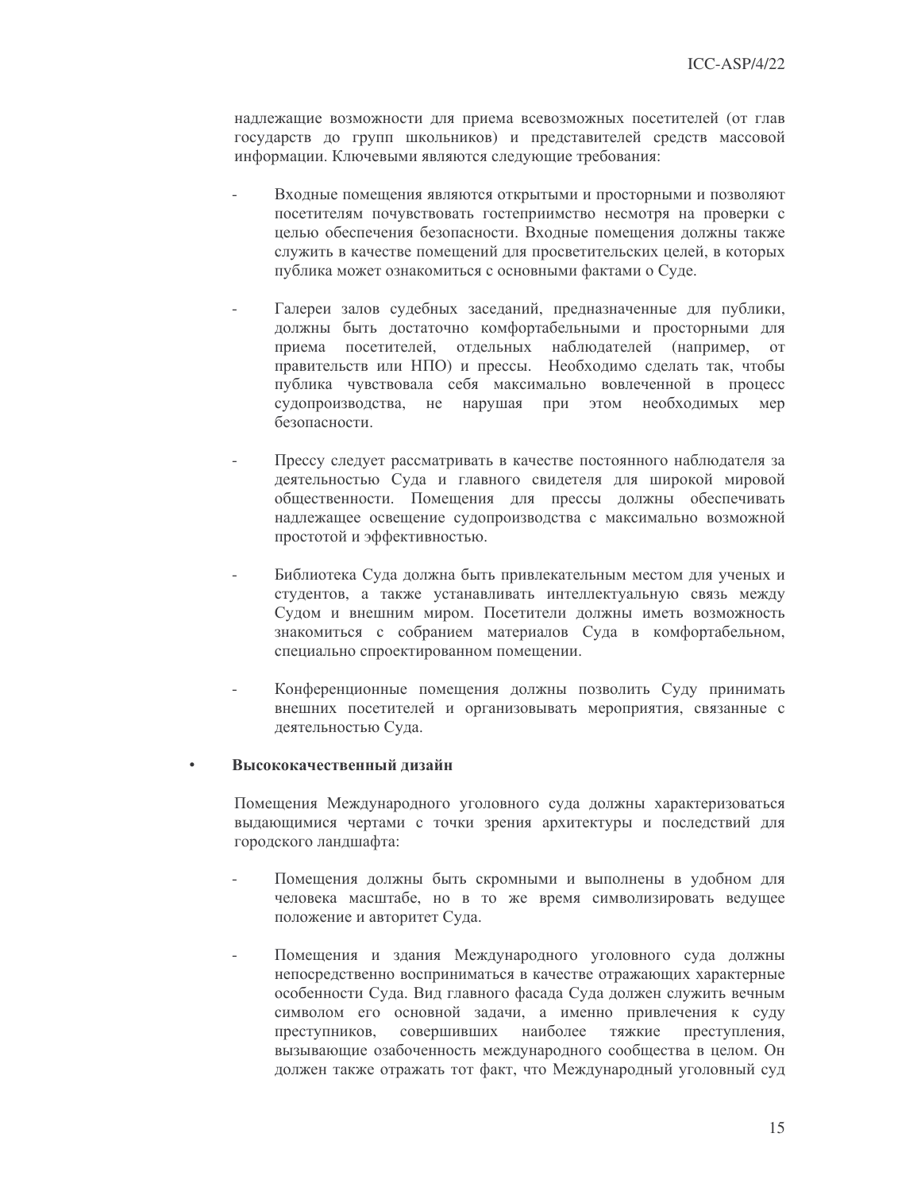надлежащие возможности для приема всевозможных посетителей (от глав государств до групп школьников) и представителей средств массовой информации. Ключевыми являются следующие требования:

- Входные помещения являются открытыми и просторными и позволяют посетителям почувствовать гостеприимство несмотря на проверки с целью обеспечения безопасности. Входные помещения должны также служить в качестве помещений для просветительских целей, в которых публика может ознакомиться с основными фактами о Суде.

- Галереи залов судебных заседаний, предназначенные для публики, должны быть достаточно комфортабельными и просторными для приема посетителей, отдельных наблюдателей (например, от правительств или НПО) и прессы. Необходимо сделать так, чтобы публика чувствовала себя максимально вовлеченной в процесс судопроизводства, не нарушая при этом необходимых мер безопасности.

- Прессу следует рассматривать в качестве постоянного наблюдателя за деятельностью Суда и главного свидетеля для широкой мировой общественности. Помещения для прессы должны обеспечивать надлежащее освещение судопроизводства с максимально возможной простотой и эффективностью.

- Библиотека Суда должна быть привлекательным местом для ученых и студентов, а также устанавливать интеллектуальную связь между Судом и внешним миром. Посетители должны иметь возможность знакомиться с собранием материалов Суда в комфортабельном, специально спроектированном помещении.

- Конференционные помещения должны позволить Суду принимать внешних посетителей и организовывать мероприятия, связанные с деятельностью Суда.

- **Высококачественный дизайн**

  Помещения Международного уголовного суда должны характеризоваться выдающимися чертами с точки зрения архитектуры и последствий для городского ландшафта:

  - Помещения должны быть скромными и выполнены в удобном для человека масштабе, но в то же время символизировать ведущее положение и авторитет Суда.

  - Помещения и здания Международного уголовного суда должны непосредственно восприниматься в качестве отражающих характерные особенности Суда. Вид главного фасада Суда должен служить вечным символом его основной задачи, а именно привлечения к суду преступников, совершивших наиболее тяжкие преступления, вызывающие озабоченность международного сообщества в целом. Он должен также отражать тот факт, что Международный уголовный суд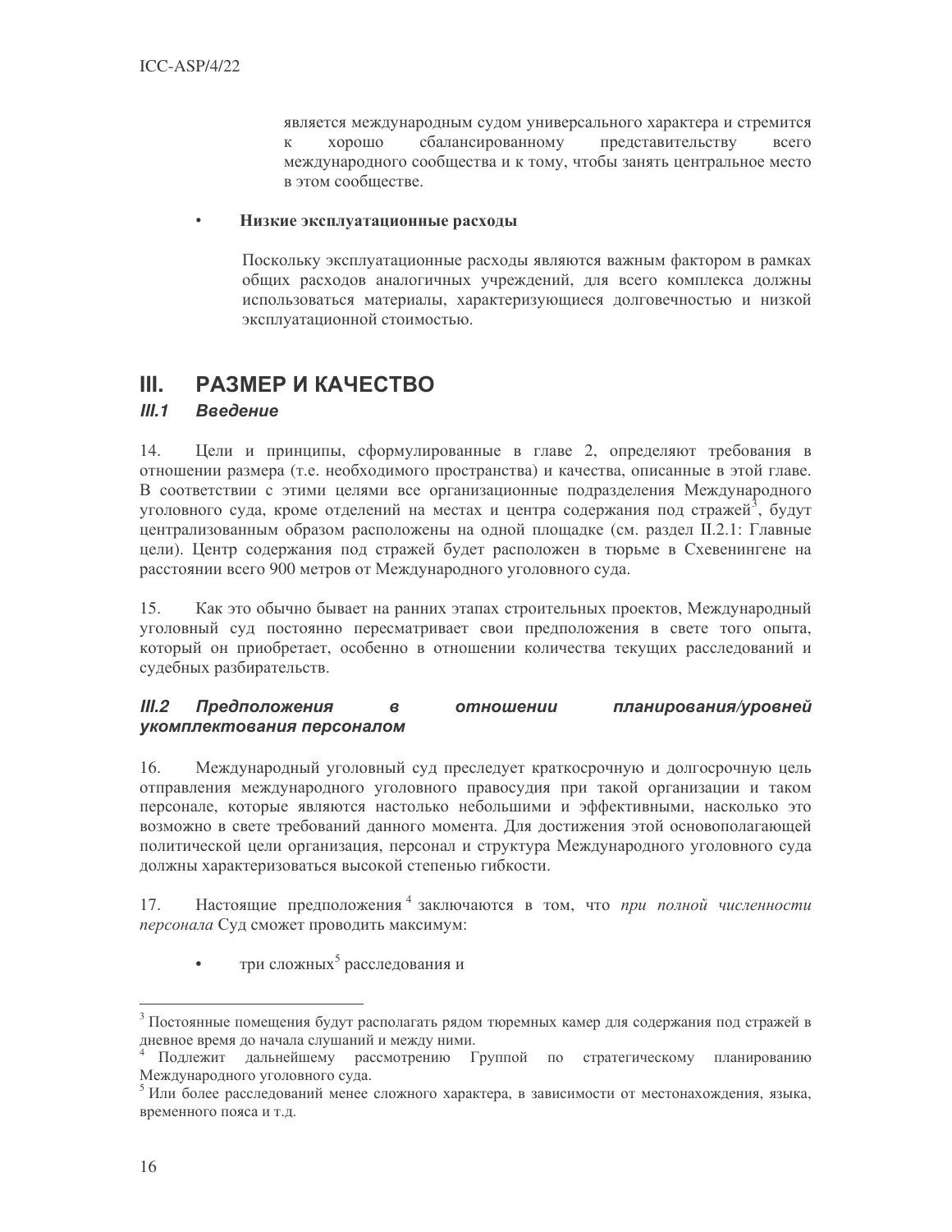является международным судом универсального характера и стремится к хорошо сбалансированному представительству всего международного сообщества и к тому, чтобы занять центральное место в этом сообществе.

- **Низкие эксплуатационные расходы**

  Поскольку эксплуатационные расходы являются важным фактором в рамках общих расходов аналогичных учреждений, для всего комплекса должны использоваться материалы, характеризующиеся долговечностью и низкой эксплуатационной стоимостью.

# III. РАЗМЕР И КАЧЕСТВО

## *III.1 Введение*

14. Цели и принципы, сформулированные в главе 2, определяют требования в отношении размера (т.е. необходимого пространства) и качества, описанные в этой главе. В соответствии с этими целями все организационные подразделения Международного уголовного суда, кроме отделений на местах и центра содержания под стражей[3], будут централизованным образом расположены на одной площадке (см. раздел II.2.1: Главные цели). Центр содержания под стражей будет расположен в тюрьме в Схевенингене на расстоянии всего 900 метров от Международного уголовного суда.

15. Как это обычно бывает на ранних этапах строительных проектов, Международный уголовный суд постоянно пересматривает свои предположения в свете того опыта, который он приобретает, особенно в отношении количества текущих расследований и судебных разбирательств.

## *III.2 Предположения в отношении планирования/уровней укомплектования персоналом*

16. Международный уголовный суд преследует краткосрочную и долгосрочную цель отправления международного уголовного правосудия при такой организации и таком персонале, которые являются настолько небольшими и эффективными, насколько это возможно в свете требований данного момента. Для достижения этой основополагающей политической цели организация, персонал и структура Международного уголовного суда должны характеризоваться высокой степенью гибкости.

17. Настоящие предположения[4] заключаются в том, что *при полной численности персонала* Суд сможет проводить максимум:

- три сложных[5] расследования и

---

[3] Постоянные помещения будут располагать рядом тюремных камер для содержания под стражей в дневное время до начала слушаний и между ними.

[4] Подлежит дальнейшему рассмотрению Группой по стратегическому планированию Международного уголовного суда.

[5] Или более расследований менее сложного характера, в зависимости от местонахождения, языка, временного пояса и т.д.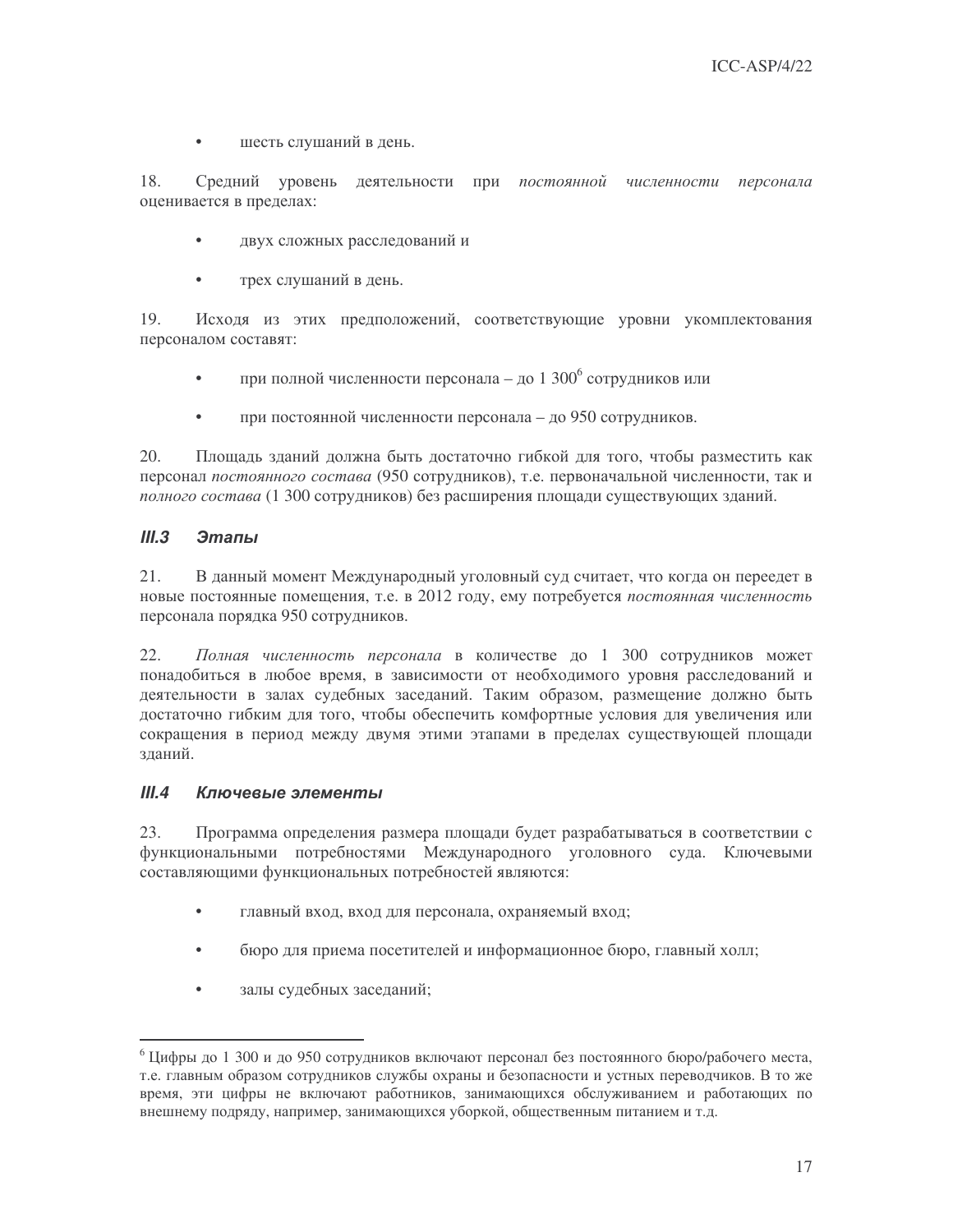- шесть слушаний в день.

18. Средний уровень деятельности при *постоянной численности персонала* оценивается в пределах:

- двух сложных расследований и
- трех слушаний в день.

19. Исходя из этих предположений, соответствующие уровни укомплектования персоналом составят:

- при полной численности персонала – до 1 300[6] сотрудников или
- при постоянной численности персонала – до 950 сотрудников.

20. Площадь зданий должна быть достаточно гибкой для того, чтобы разместить как персонал *постоянного состава* (950 сотрудников), т.е. первоначальной численности, так и *полного состава* (1 300 сотрудников) без расширения площади существующих зданий.

### III.3 Этапы

21. В данный момент Международный уголовный суд считает, что когда он переедет в новые постоянные помещения, т.е. в 2012 году, ему потребуется *постоянная численность* персонала порядка 950 сотрудников.

22. *Полная численность персонала* в количестве до 1 300 сотрудников может понадобиться в любое время, в зависимости от необходимого уровня расследований и деятельности в залах судебных заседаний. Таким образом, размещение должно быть достаточно гибким для того, чтобы обеспечить комфортные условия для увеличения или сокращения в период между двумя этими этапами в пределах существующей площади зданий.

### III.4 Ключевые элементы

23. Программа определения размера площади будет разрабатываться в соответствии с функциональными потребностями Международного уголовного суда. Ключевыми составляющими функциональных потребностей являются:

- главный вход, вход для персонала, охраняемый вход;
- бюро для приема посетителей и информационное бюро, главный холл;
- залы судебных заседаний;

---

[6] Цифры до 1 300 и до 950 сотрудников включают персонал без постоянного бюро/рабочего места, т.е. главным образом сотрудников службы охраны и безопасности и устных переводчиков. В то же время, эти цифры не включают работников, занимающихся обслуживанием и работающих по внешнему подряду, например, занимающихся уборкой, общественным питанием и т.д.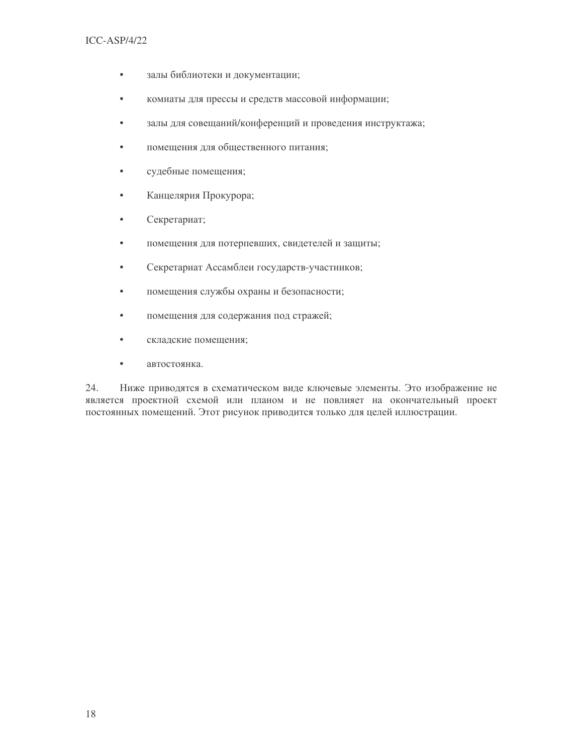- залы библиотеки и документации;
- комнаты для прессы и средств массовой информации;
- залы для совещаний/конференций и проведения инструктажа;
- помещения для общественного питания;
- судебные помещения;
- Канцелярия Прокурора;
- Секретариат;
- помещения для потерпевших, свидетелей и защиты;
- Секретариат Ассамблеи государств-участников;
- помещения службы охраны и безопасности;
- помещения для содержания под стражей;
- складские помещения;
- автостоянка.

24. Ниже приводятся в схематическом виде ключевые элементы. Это изображение не является проектной схемой или планом и не повлияет на окончательный проект постоянных помещений. Этот рисунок приводится только для целей иллюстрации.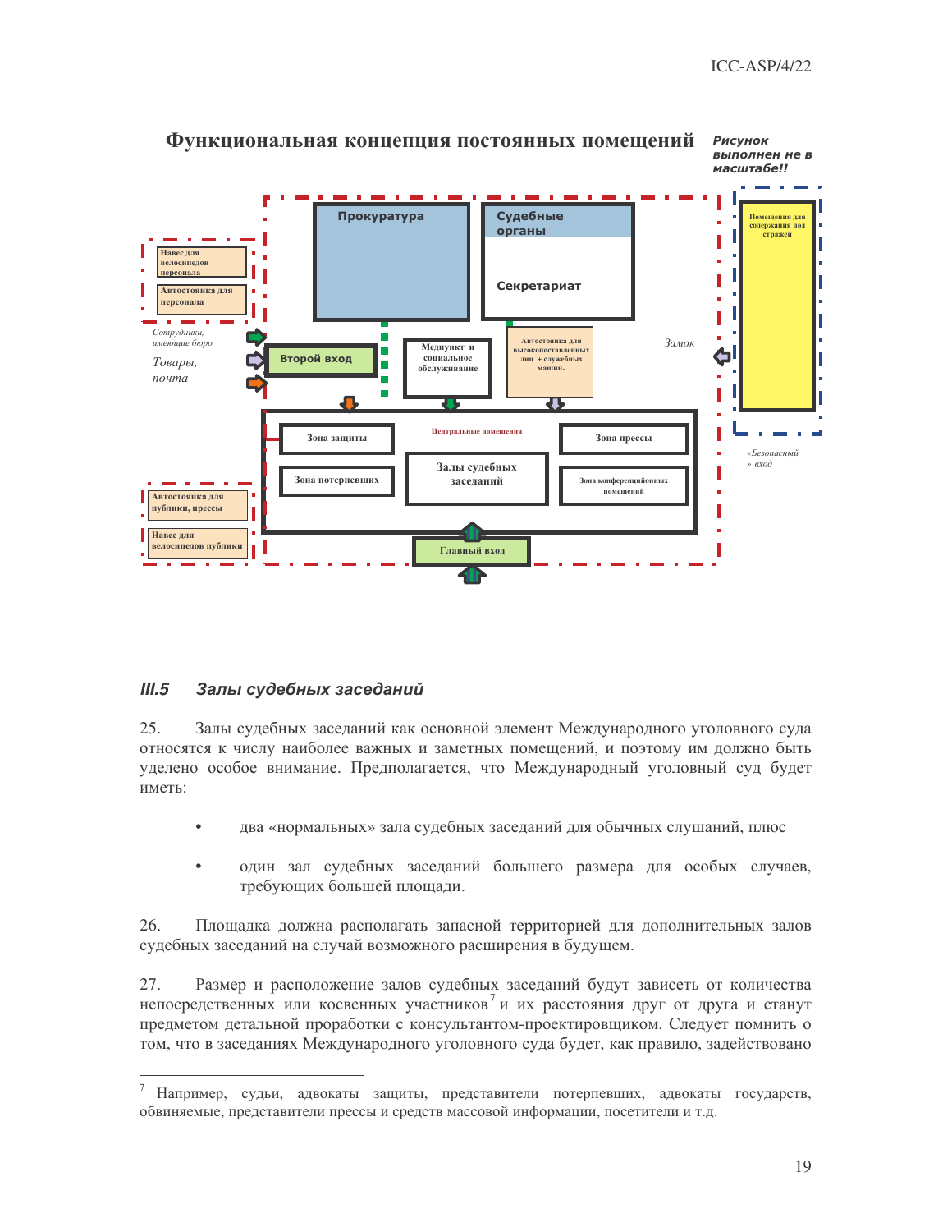**Функциональная концепция постоянных помещений**

*Рисунок выполнен не в масштабе!!*

Прокуратура

Судебные органы

Секретариат

Помещения для содержания под стражей

Навес для велосипедов персонала

Автостоянка для персонала

*Сотрудники, имеющие бюро*

*Товары, почта*

Второй вход

Медпункт и социальное обслуживание

Автостоянка для высокопоставленных лиц + служебных машин.

*Замок*

Центральные помещения

Зона защиты

Зона прессы

Залы судебных заседаний

Зона потерпевших

Зона конференционных помещений

*«Безопасный» вход*

Автостоянка для публики, прессы

Навес для велосипедов публики

Главный вход

### III.5 Залы судебных заседаний

25. Залы судебных заседаний как основной элемент Международного уголовного суда относятся к числу наиболее важных и заметных помещений, и поэтому им должно быть уделено особое внимание. Предполагается, что Международный уголовный суд будет иметь:

- два «нормальных» зала судебных заседаний для обычных слушаний, плюс
- один зал судебных заседаний большего размера для особых случаев, требующих большей площади.

26. Площадка должна располагать запасной территорией для дополнительных залов судебных заседаний на случай возможного расширения в будущем.

27. Размер и расположение залов судебных заседаний будут зависеть от количества непосредственных или косвенных участников[7] и их расстояния друг от друга и станут предметом детальной проработки с консультантом-проектировщиком. Следует помнить о том, что в заседаниях Международного уголовного суда будет, как правило, задействовано

---

[7] Например, судьи, адвокаты защиты, представители потерпевших, адвокаты государств, обвиняемые, представители прессы и средств массовой информации, посетители и т.д.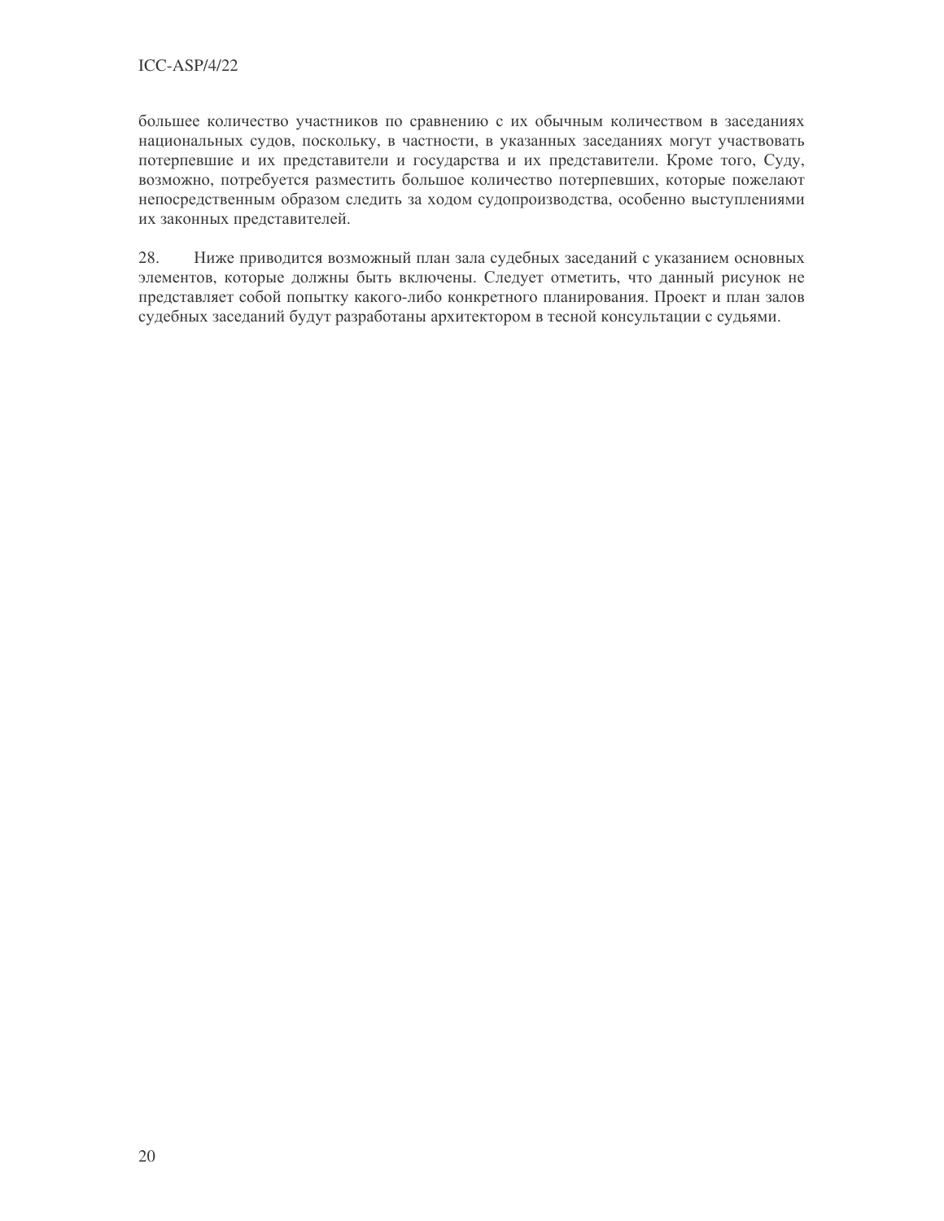большее количество участников по сравнению с их обычным количеством в заседаниях национальных судов, поскольку, в частности, в указанных заседаниях могут участвовать потерпевшие и их представители и государства и их представители. Кроме того, Суду, возможно, потребуется разместить большое количество потерпевших, которые пожелают непосредственным образом следить за ходом судопроизводства, особенно выступлениями их законных представителей.

28. Ниже приводится возможный план зала судебных заседаний с указанием основных элементов, которые должны быть включены. Следует отметить, что данный рисунок не представляет собой попытку какого-либо конкретного планирования. Проект и план залов судебных заседаний будут разработаны архитектором в тесной консультации с судьями.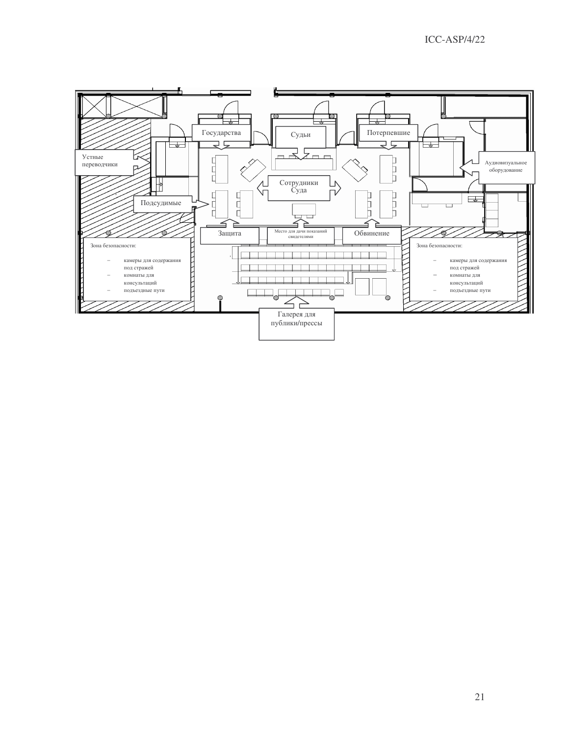Государства

Судьи

Потерпевшие

Устные переводчики

Аудиовизуальное оборудование

Сотрудники Суда

Подсудимые

Защита

Место для дачи показаний свидетелями

Обвинение

Зона безопасности:

- камеры для содержания под стражей
- комнаты для консультаций
- подъездные пути

Зона безопасности:

- камеры для содержания под стражей
- комнаты для консультаций
- подъездные пути

Галерея для публики/прессы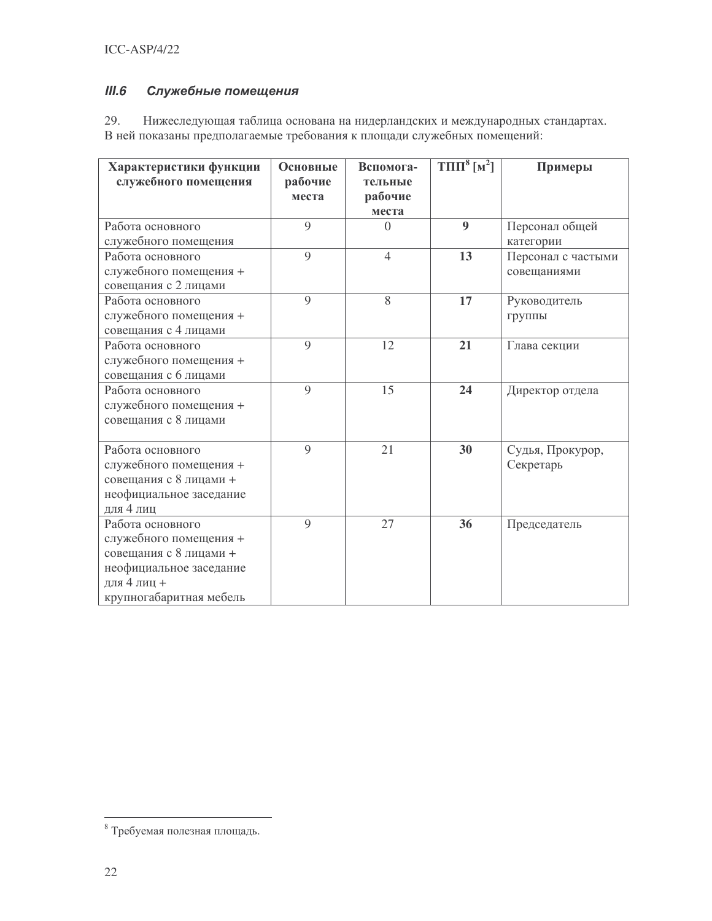### III.6 *Служебные помещения*

29. Нижеследующая таблица основана на нидерландских и международных стандартах. В ней показаны предполагаемые требования к площади служебных помещений:

| Характеристики функции служебного помещения | Основные рабочие места | Вспомогательные рабочие места | ТПП[8] [$м^2$] | Примеры |
|---|---|---|---|---|
| Работа основного служебного помещения | 9 | 0 | **9** | Персонал общей категории |
| Работа основного служебного помещения + совещания с 2 лицами | 9 | 4 | **13** | Персонал с частыми совещаниями |
| Работа основного служебного помещения + совещания с 4 лицами | 9 | 8 | **17** | Руководитель группы |
| Работа основного служебного помещения + совещания с 6 лицами | 9 | 12 | **21** | Глава секции |
| Работа основного служебного помещения + совещания с 8 лицами | 9 | 15 | **24** | Директор отдела |
| Работа основного служебного помещения + совещания с 8 лицами + неофициальное заседание для 4 лиц | 9 | 21 | **30** | Судья, Прокурор, Секретарь |
| Работа основного служебного помещения + совещания с 8 лицами + неофициальное заседание для 4 лиц + крупногабаритная мебель | 9 | 27 | **36** | Председатель |

[8] Требуемая полезная площадь.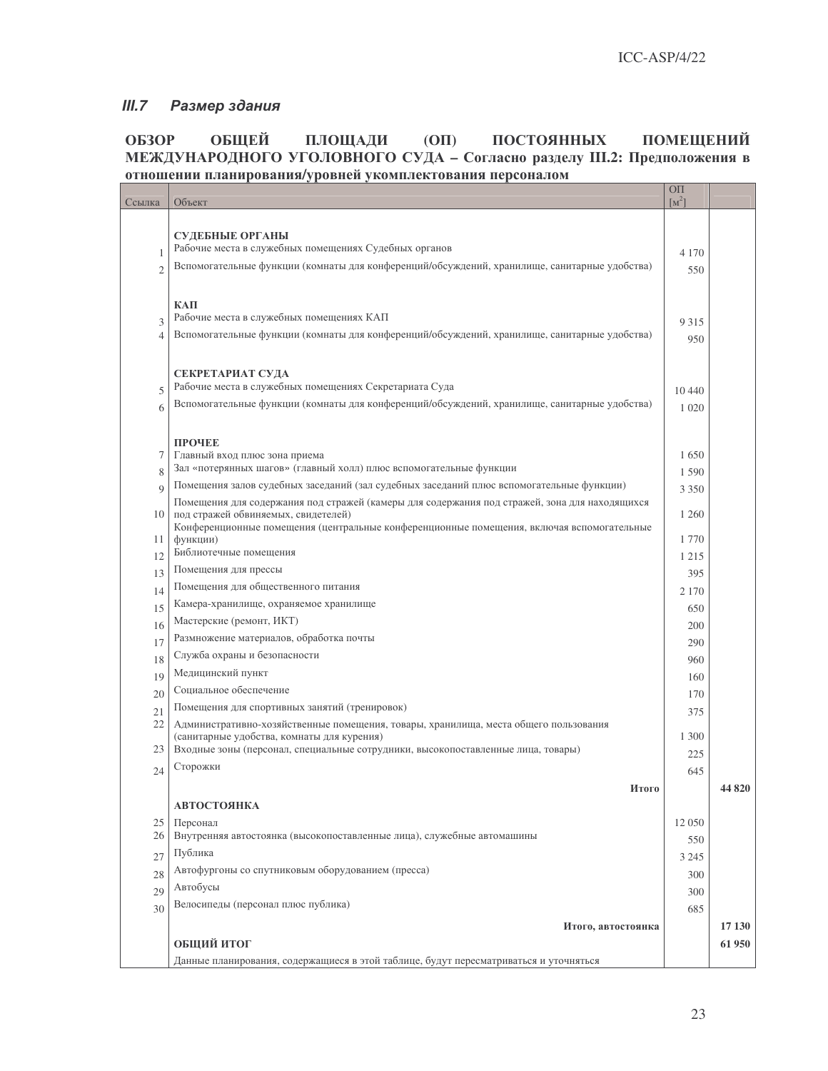### III.7 Размер здания

**ОБЗОР ОБЩЕЙ ПЛОЩАДИ (ОП) ПОСТОЯННЫХ ПОМЕЩЕНИЙ МЕЖДУНАРОДНОГО УГОЛОВНОГО СУДА – Согласно разделу III.2: Предположения в отношении планирования/уровней укомплектования персоналом**

| Ссылка | Объект | ОП [м$^2$] | |
|---|---|---|---|
| | **СУДЕБНЫЕ ОРГАНЫ** | | |
| 1 | Рабочие места в служебных помещениях Судебных органов | 4 170 | |
| 2 | Вспомогательные функции (комнаты для конференций/обсуждений, хранилище, санитарные удобства) | 550 | |
| | **КАП** | | |
| 3 | Рабочие места в служебных помещениях КАП | 9 315 | |
| 4 | Вспомогательные функции (комнаты для конференций/обсуждений, хранилище, санитарные удобства) | 950 | |
| | **СЕКРЕТАРИАТ СУДА** | | |
| 5 | Рабочие места в служебных помещениях Секретариата Суда | 10 440 | |
| 6 | Вспомогательные функции (комнаты для конференций/обсуждений, хранилище, санитарные удобства) | 1 020 | |
| | **ПРОЧЕЕ** | | |
| 7 | Главный вход плюс зона приема | 1 650 | |
| 8 | Зал «потерянных шагов» (главный холл) плюс вспомогательные функции | 1 590 | |
| 9 | Помещения залов судебных заседаний (зал судебных заседаний плюс вспомогательные функции) | 3 350 | |
| 10 | Помещения для содержания под стражей (камеры для содержания под стражей, зона для находящихся под стражей обвиняемых, свидетелей) | 1 260 | |
| 11 | Конференционные помещения (центральные конференционные помещения, включая вспомогательные функции) | 1 770 | |
| 12 | Библиотечные помещения | 1 215 | |
| 13 | Помещения для прессы | 395 | |
| 14 | Помещения для общественного питания | 2 170 | |
| 15 | Камера-хранилище, охраняемое хранилище | 650 | |
| 16 | Мастерские (ремонт, ИКТ) | 200 | |
| 17 | Размножение материалов, обработка почты | 290 | |
| 18 | Служба охраны и безопасности | 960 | |
| 19 | Медицинский пункт | 160 | |
| 20 | Социальное обеспечение | 170 | |
| 21 | Помещения для спортивных занятий (тренировок) | 375 | |
| 22 | Административно-хозяйственные помещения, товары, хранилища, места общего пользования (санитарные удобства, комнаты для курения) | 1 300 | |
| 23 | Входные зоны (персонал, специальные сотрудники, высокопоставленные лица, товары) | 225 | |
| 24 | Сторожки | 645 | |
| | **Итого** | | **44 820** |
| | **АВТОСТОЯНКА** | | |
| 25 | Персонал | 12 050 | |
| 26 | Внутренняя автостоянка (высокопоставленные лица), служебные автомашины | 550 | |
| 27 | Публика | 3 245 | |
| 28 | Автофургоны со спутниковым оборудованием (пресса) | 300 | |
| 29 | Автобусы | 300 | |
| 30 | Велосипеды (персонал плюс публика) | 685 | |
| | **Итого, автостоянка** | | **17 130** |
| | **ОБЩИЙ ИТОГ** | | **61 950** |
| | Данные планирования, содержащиеся в этой таблице, будут пересматриваться и уточняться | | |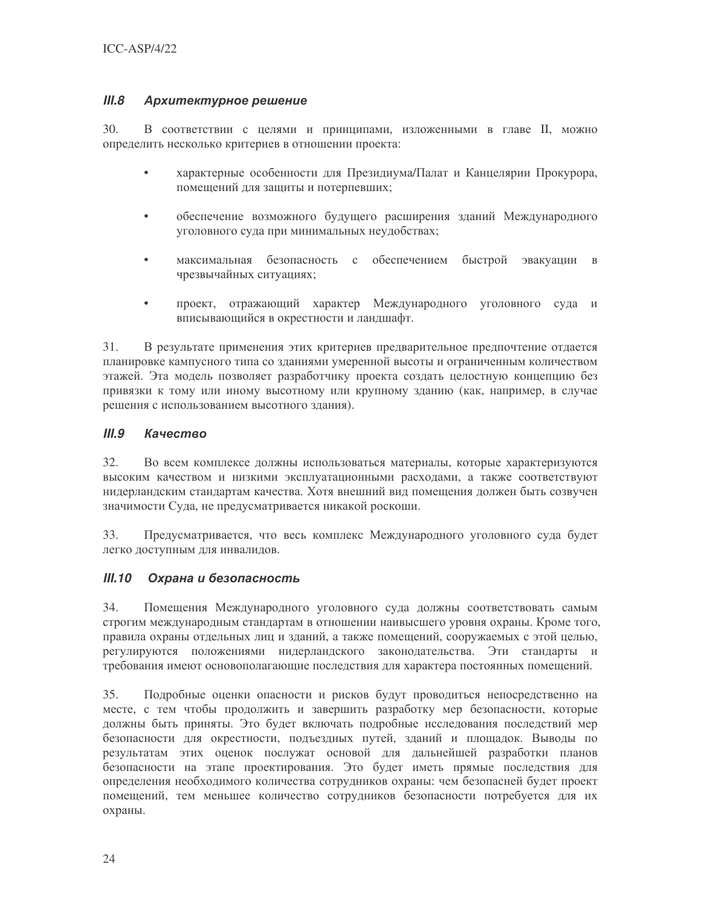### *III.8 Архитектурное решение*

30. В соответствии с целями и принципами, изложенными в главе II, можно определить несколько критериев в отношении проекта:

- характерные особенности для Президиума/Палат и Канцелярии Прокурора, помещений для защиты и потерпевших;
- обеспечение возможного будущего расширения зданий Международного уголовного суда при минимальных неудобствах;
- максимальная безопасность с обеспечением быстрой эвакуации в чрезвычайных ситуациях;
- проект, отражающий характер Международного уголовного суда и вписывающийся в окрестности и ландшафт.

31. В результате применения этих критериев предварительное предпочтение отдается планировке кампусного типа со зданиями умеренной высоты и ограниченным количеством этажей. Эта модель позволяет разработчику проекта создать целостную концепцию без привязки к тому или иному высотному или крупному зданию (как, например, в случае решения с использованием высотного здания).

### *III.9 Качество*

32. Во всем комплексе должны использоваться материалы, которые характеризуются высоким качеством и низкими эксплуатационными расходами, а также соответствуют нидерландским стандартам качества. Хотя внешний вид помещения должен быть созвучен значимости Суда, не предусматривается никакой роскоши.

33. Предусматривается, что весь комплекс Международного уголовного суда будет легко доступным для инвалидов.

### *III.10 Охрана и безопасность*

34. Помещения Международного уголовного суда должны соответствовать самым строгим международным стандартам в отношении наивысшего уровня охраны. Кроме того, правила охраны отдельных лиц и зданий, а также помещений, сооружаемых с этой целью, регулируются положениями нидерландского законодательства. Эти стандарты и требования имеют основополагающие последствия для характера постоянных помещений.

35. Подробные оценки опасности и рисков будут проводиться непосредственно на месте, с тем чтобы продолжить и завершить разработку мер безопасности, которые должны быть приняты. Это будет включать подробные исследования последствий мер безопасности для окрестности, подъездных путей, зданий и площадок. Выводы по результатам этих оценок послужат основой для дальнейшей разработки планов безопасности на этапе проектирования. Это будет иметь прямые последствия для определения необходимого количества сотрудников охраны: чем безопасней будет проект помещений, тем меньшее количество сотрудников безопасности потребуется для их охраны.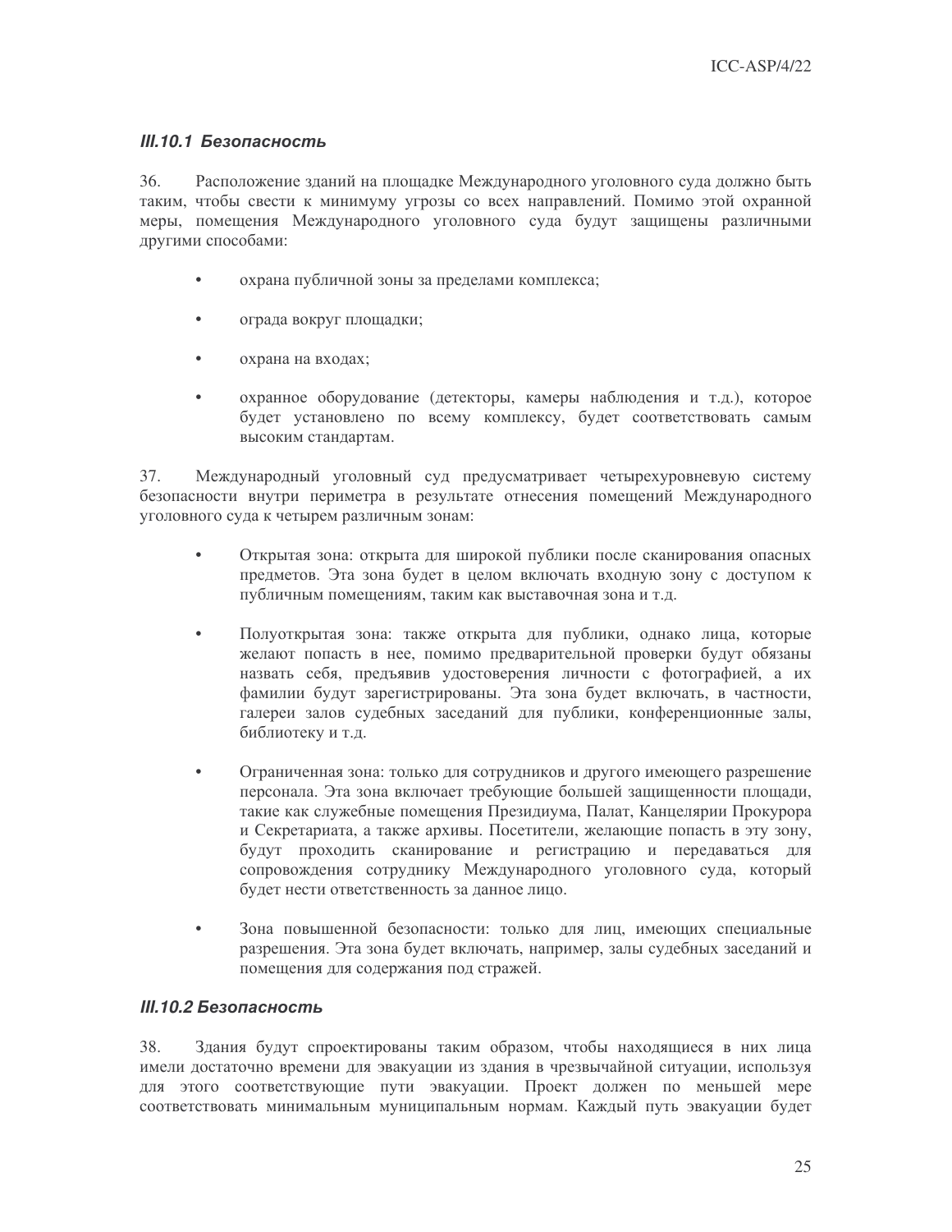### *III.10.1 Безопасность*

36. Расположение зданий на площадке Международного уголовного суда должно быть таким, чтобы свести к минимуму угрозы со всех направлений. Помимо этой охранной меры, помещения Международного уголовного суда будут защищены различными другими способами:

- охрана публичной зоны за пределами комплекса;
- ограда вокруг площадки;
- охрана на входах;
- охранное оборудование (детекторы, камеры наблюдения и т.д.), которое будет установлено по всему комплексу, будет соответствовать самым высоким стандартам.

37. Международный уголовный суд предусматривает четырехуровневую систему безопасности внутри периметра в результате отнесения помещений Международного уголовного суда к четырем различным зонам:

- Открытая зона: открыта для широкой публики после сканирования опасных предметов. Эта зона будет в целом включать входную зону с доступом к публичным помещениям, таким как выставочная зона и т.д.
- Полуоткрытая зона: также открыта для публики, однако лица, которые желают попасть в нее, помимо предварительной проверки будут обязаны назвать себя, предъявив удостоверения личности с фотографией, а их фамилии будут зарегистрированы. Эта зона будет включать, в частности, галереи залов судебных заседаний для публики, конференционные залы, библиотеку и т.д.
- Ограниченная зона: только для сотрудников и другого имеющего разрешение персонала. Эта зона включает требующие большей защищенности площади, такие как служебные помещения Президиума, Палат, Канцелярии Прокурора и Секретариата, а также архивы. Посетители, желающие попасть в эту зону, будут проходить сканирование и регистрацию и передаваться для сопровождения сотруднику Международного уголовного суда, который будет нести ответственность за данное лицо.
- Зона повышенной безопасности: только для лиц, имеющих специальные разрешения. Эта зона будет включать, например, залы судебных заседаний и помещения для содержания под стражей.

### *III.10.2 Безопасность*

38. Здания будут спроектированы таким образом, чтобы находящиеся в них лица имели достаточно времени для эвакуации из здания в чрезвычайной ситуации, используя для этого соответствующие пути эвакуации. Проект должен по меньшей мере соответствовать минимальным муниципальным нормам. Каждый путь эвакуации будет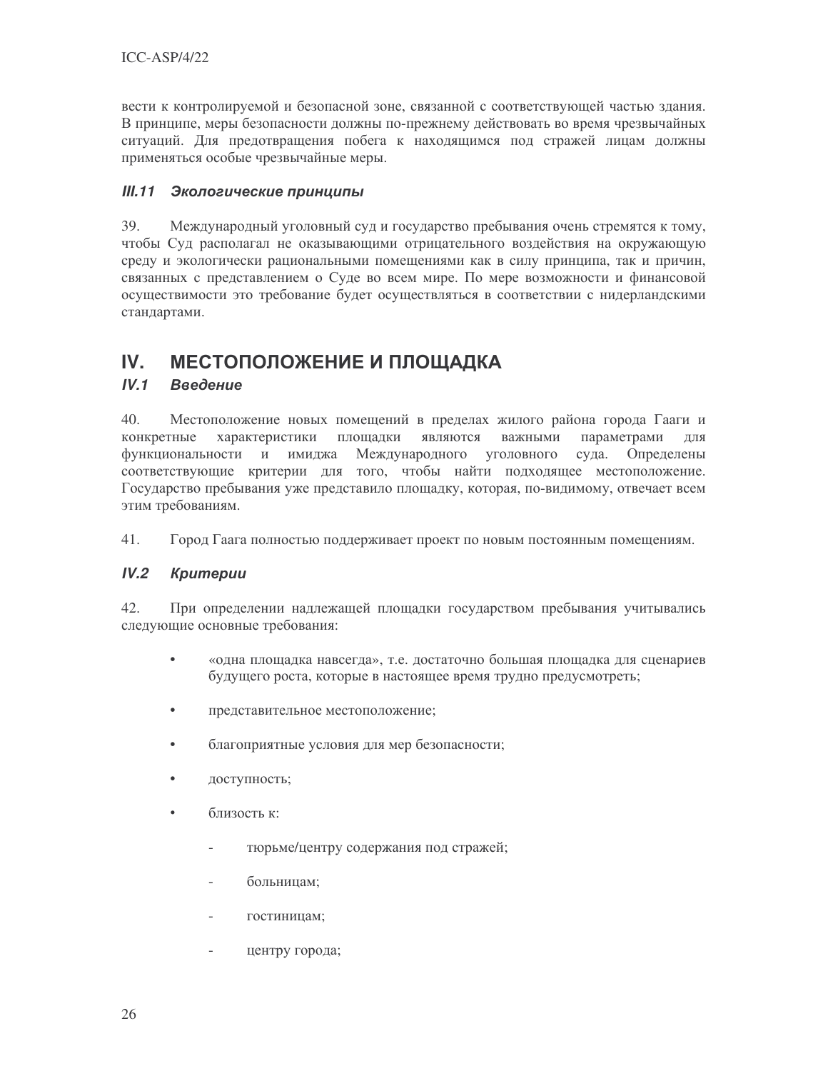вести к контролируемой и безопасной зоне, связанной с соответствующей частью здания. В принципе, меры безопасности должны по-прежнему действовать во время чрезвычайных ситуаций. Для предотвращения побега к находящимся под стражей лицам должны применяться особые чрезвычайные меры.

### *III.11 Экологические принципы*

39. Международный уголовный суд и государство пребывания очень стремятся к тому, чтобы Суд располагал не оказывающими отрицательного воздействия на окружающую среду и экологически рациональными помещениями как в силу принципа, так и причин, связанных с представлением о Суде во всем мире. По мере возможности и финансовой осуществимости это требование будет осуществляться в соответствии с нидерландскими стандартами.

## IV. МЕСТОПОЛОЖЕНИЕ И ПЛОЩАДКА

### *IV.1 Введение*

40. Местоположение новых помещений в пределах жилого района города Гааги и конкретные характеристики площадки являются важными параметрами для функциональности и имиджа Международного уголовного суда. Определены соответствующие критерии для того, чтобы найти подходящее местоположение. Государство пребывания уже представило площадку, которая, по-видимому, отвечает всем этим требованиям.

41. Город Гаага полностью поддерживает проект по новым постоянным помещениям.

### *IV.2 Критерии*

42. При определении надлежащей площадки государством пребывания учитывались следующие основные требования:

- «одна площадка навсегда», т.е. достаточно большая площадка для сценариев будущего роста, которые в настоящее время трудно предусмотреть;
- представительное местоположение;
- благоприятные условия для мер безопасности;
- доступность;
- близость к:
  - тюрьме/центру содержания под стражей;
  - больницам;
  - гостиницам;
  - центру города;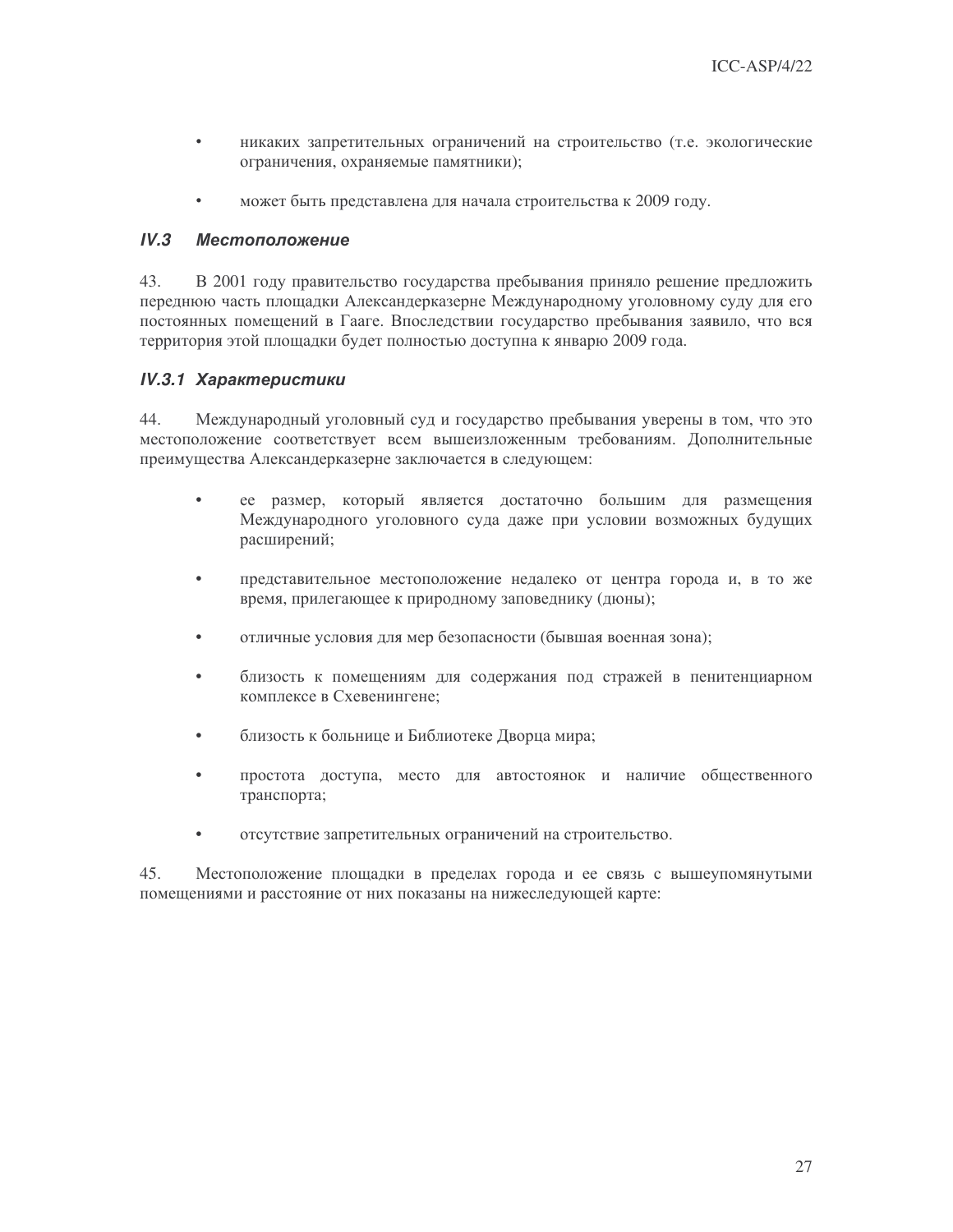- никаких запретительных ограничений на строительство (т.е. экологические ограничения, охраняемые памятники);

- может быть представлена для начала строительства к 2009 году.

### ***IV.3 Местоположение***

43. В 2001 году правительство государства пребывания приняло решение предложить переднюю часть площадки Александерказерне Международному уголовному суду для его постоянных помещений в Гааге. Впоследствии государство пребывания заявило, что вся территория этой площадки будет полностью доступна к январю 2009 года.

#### ***IV.3.1 Характеристики***

44. Международный уголовный суд и государство пребывания уверены в том, что это местоположение соответствует всем вышеизложенным требованиям. Дополнительные преимущества Александерказерне заключается в следующем:

- ее размер, который является достаточно большим для размещения Международного уголовного суда даже при условии возможных будущих расширений;

- представительное местоположение недалеко от центра города и, в то же время, прилегающее к природному заповеднику (дюны);

- отличные условия для мер безопасности (бывшая военная зона);

- близость к помещениям для содержания под стражей в пенитенциарном комплексе в Схевенингене;

- близость к больнице и Библиотеке Дворца мира;

- простота доступа, место для автостоянок и наличие общественного транспорта;

- отсутствие запретительных ограничений на строительство.

45. Местоположение площадки в пределах города и ее связь с вышеупомянутыми помещениями и расстояние от них показаны на нижеследующей карте: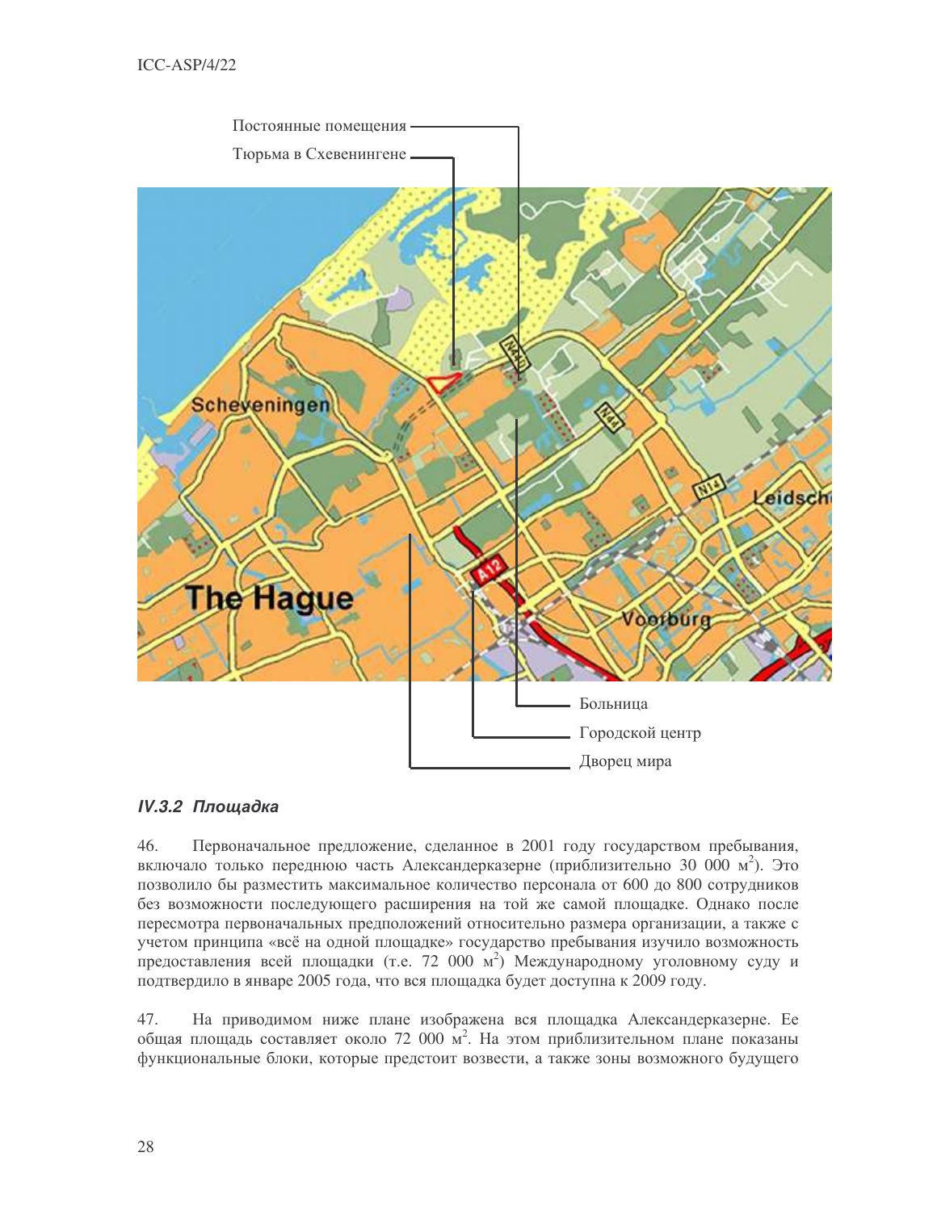Постоянные помещения

Тюрьма в Схевенингене

Больница

Городской центр

Дворец мира

### IV.3.2 Площадка

46. Первоначальное предложение, сделанное в 2001 году государством пребывания, включало только переднюю часть Александерказерне (приблизительно 30 000 $м^2$). Это позволило бы разместить максимальное количество персонала от 600 до 800 сотрудников без возможности последующего расширения на той же самой площадке. Однако после пересмотра первоначальных предположений относительно размера организации, а также с учетом принципа «всё на одной площадке» государство пребывания изучило возможность предоставления всей площадки (т.е. 72 000 $м^2$) Международному уголовному суду и подтвердило в январе 2005 года, что вся площадка будет доступна к 2009 году.

47. На приводимом ниже плане изображена вся площадка Александерказерне. Ее общая площадь составляет около 72 000 $м^2$. На этом приблизительном плане показаны функциональные блоки, которые предстоит возвести, а также зоны возможного будущего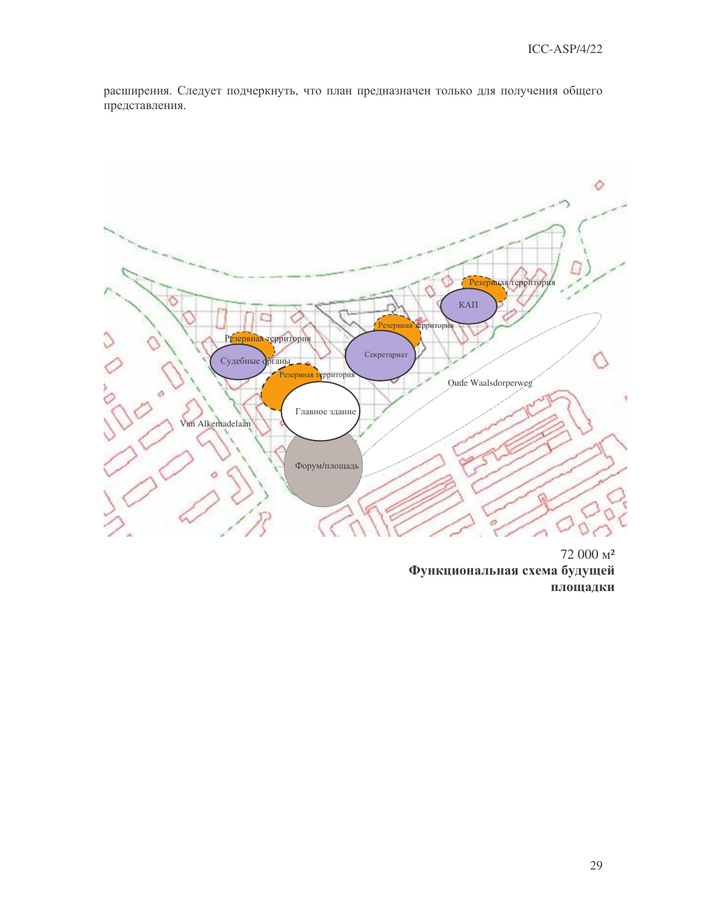расширения. Следует подчеркнуть, что план предназначен только для получения общего представления.

72 000 м²

**Функциональная схема будущей площадки**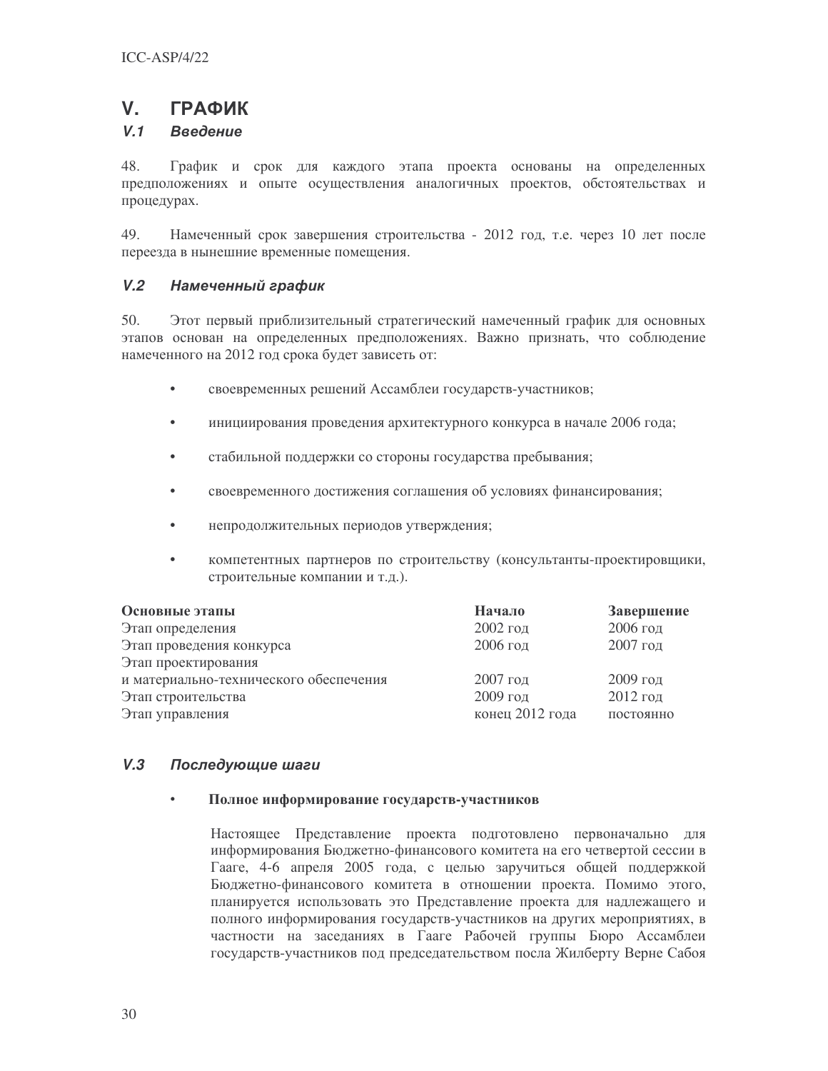# V. ГРАФИК

## *V.1 Введение*

48. График и срок для каждого этапа проекта основаны на определенных предположениях и опыте осуществления аналогичных проектов, обстоятельствах и процедурах.

49. Намеченный срок завершения строительства - 2012 год, т.е. через 10 лет после переезда в нынешние временные помещения.

## *V.2 Намеченный график*

50. Этот первый приблизительный стратегический намеченный график для основных этапов основан на определенных предположениях. Важно признать, что соблюдение намеченного на 2012 год срока будет зависеть от:

- своевременных решений Ассамблеи государств-участников;
- инициирования проведения архитектурного конкурса в начале 2006 года;
- стабильной поддержки со стороны государства пребывания;
- своевременного достижения соглашения об условиях финансирования;
- непродолжительных периодов утверждения;
- компетентных партнеров по строительству (консультанты-проектировщики, строительные компании и т.д.).

| **Основные этапы** | **Начало** | **Завершение** |
|---|---|---|
| Этап определения | 2002 год | 2006 год |
| Этап проведения конкурса | 2006 год | 2007 год |
| Этап проектирования и материально-технического обеспечения | 2007 год | 2009 год |
| Этап строительства | 2009 год | 2012 год |
| Этап управления | конец 2012 года | постоянно |

## *V.3 Последующие шаги*

- **Полное информирование государств-участников**

  Настоящее Представление проекта подготовлено первоначально для информирования Бюджетно-финансового комитета на его четвертой сессии в Гааге, 4-6 апреля 2005 года, с целью заручиться общей поддержкой Бюджетно-финансового комитета в отношении проекта. Помимо этого, планируется использовать это Представление проекта для надлежащего и полного информирования государств-участников на других мероприятиях, в частности на заседаниях в Гааге Рабочей группы Бюро Ассамблеи государств-участников под председательством посла Жилберту Верне Сабоя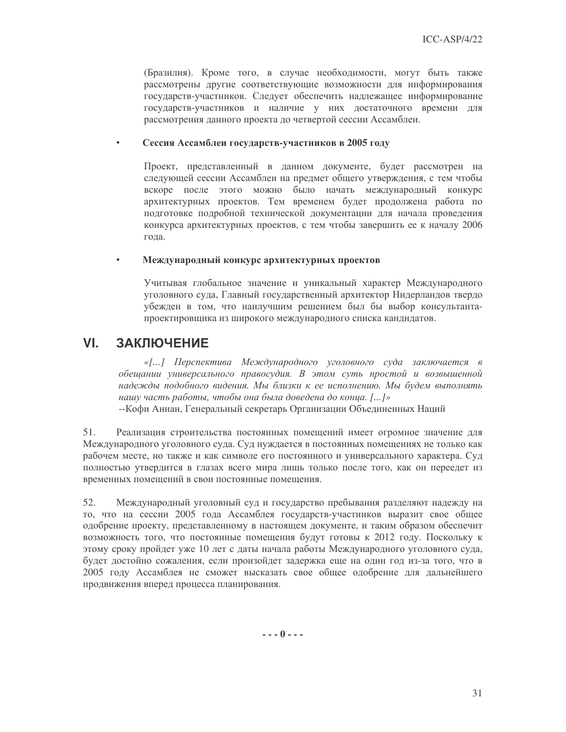(Бразилия). Кроме того, в случае необходимости, могут быть также рассмотрены другие соответствующие возможности для информирования государств-участников. Следует обеспечить надлежащее информирование государств-участников и наличие у них достаточного времени для рассмотрения данного проекта до четвертой сессии Ассамблеи.

- **Сессия Ассамблеи государств-участников в 2005 году**

  Проект, представленный в данном документе, будет рассмотрен на следующей сессии Ассамблеи на предмет общего утверждения, с тем чтобы вскоре после этого можно было начать международный конкурс архитектурных проектов. Тем временем будет продолжена работа по подготовке подробной технической документации для начала проведения конкурса архитектурных проектов, с тем чтобы завершить ее к началу 2006 года.

- **Международный конкурс архитектурных проектов**

  Учитывая глобальное значение и уникальный характер Международного уголовного суда, Главный государственный архитектор Нидерландов твердо убежден в том, что наилучшим решением был бы выбор консультанта-проектировщика из широкого международного списка кандидатов.

# VI. ЗАКЛЮЧЕНИЕ

*«[...] Перспектива Международного уголовного суда заключается в обещании универсального правосудия. В этом суть простой и возвышенной надежды подобного видения. Мы близки к ее исполнению. Мы будем выполнять нашу часть работы, чтобы она была доведена до конца. [...]»*

--Кофи Аннан, Генеральный секретарь Организации Объединенных Наций

51. Реализация строительства постоянных помещений имеет огромное значение для Международного уголовного суда. Суд нуждается в постоянных помещениях не только как рабочем месте, но также и как символе его постоянного и универсального характера. Суд полностью утвердится в глазах всего мира лишь только после того, как он переедет из временных помещений в свои постоянные помещения.

52. Международный уголовный суд и государство пребывания разделяют надежду на то, что на сессии 2005 года Ассамблея государств-участников выразит свое общее одобрение проекту, представленному в настоящем документе, и таким образом обеспечит возможность того, что постоянные помещения будут готовы к 2012 году. Поскольку к этому сроку пройдет уже 10 лет с даты начала работы Международного уголовного суда, будет достойно сожаления, если произойдет задержка еще на один год из-за того, что в 2005 году Ассамблея не сможет высказать свое общее одобрение для дальнейшего продвижения вперед процесса планирования.

**- - - 0 - - -**